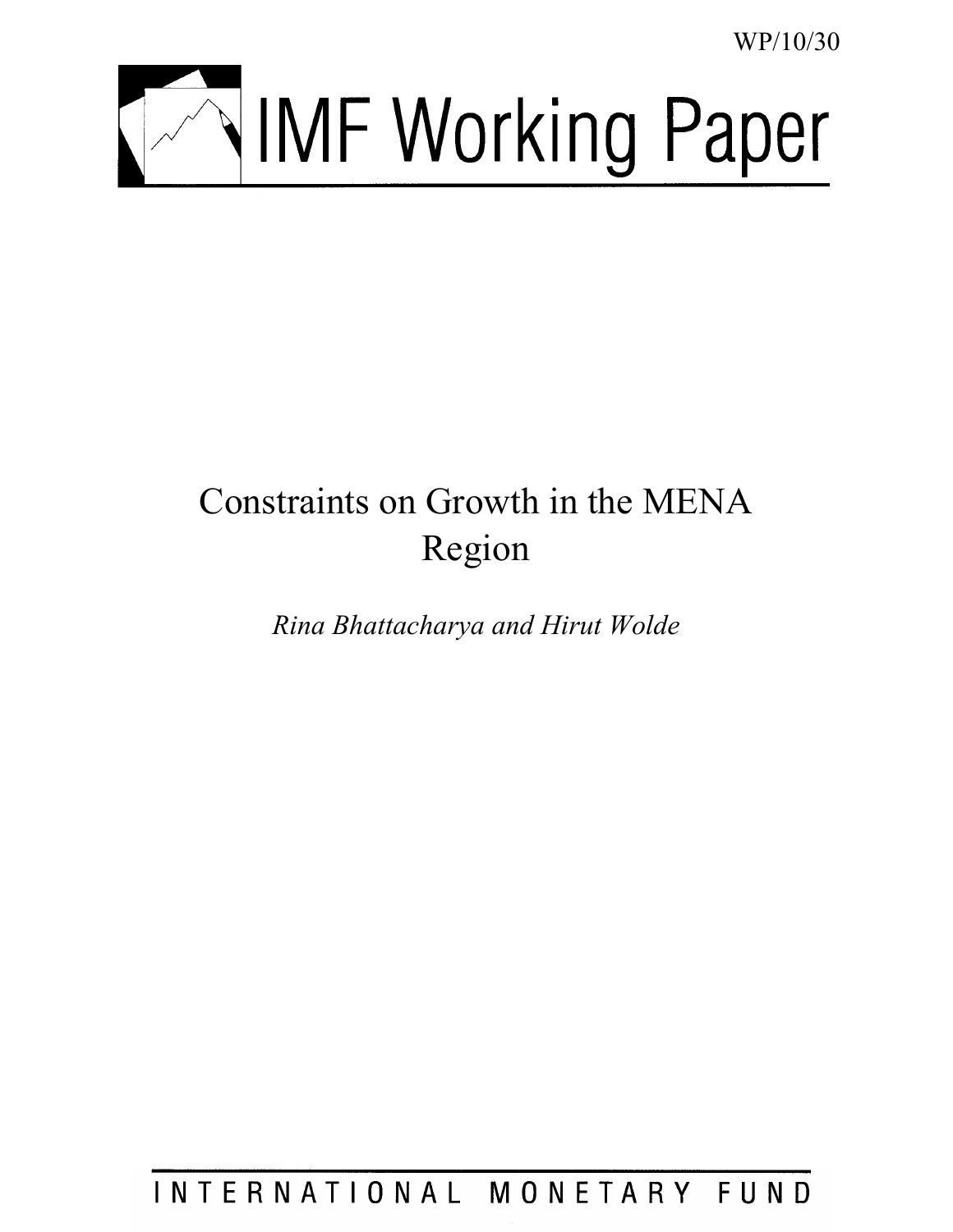WP/10/30

# IMF Working Paper

# Constraints on Growth in the MENA Region

*Rina Bhattacharya and Hirut Wolde*

INTERNATIONAL MONETARY FUND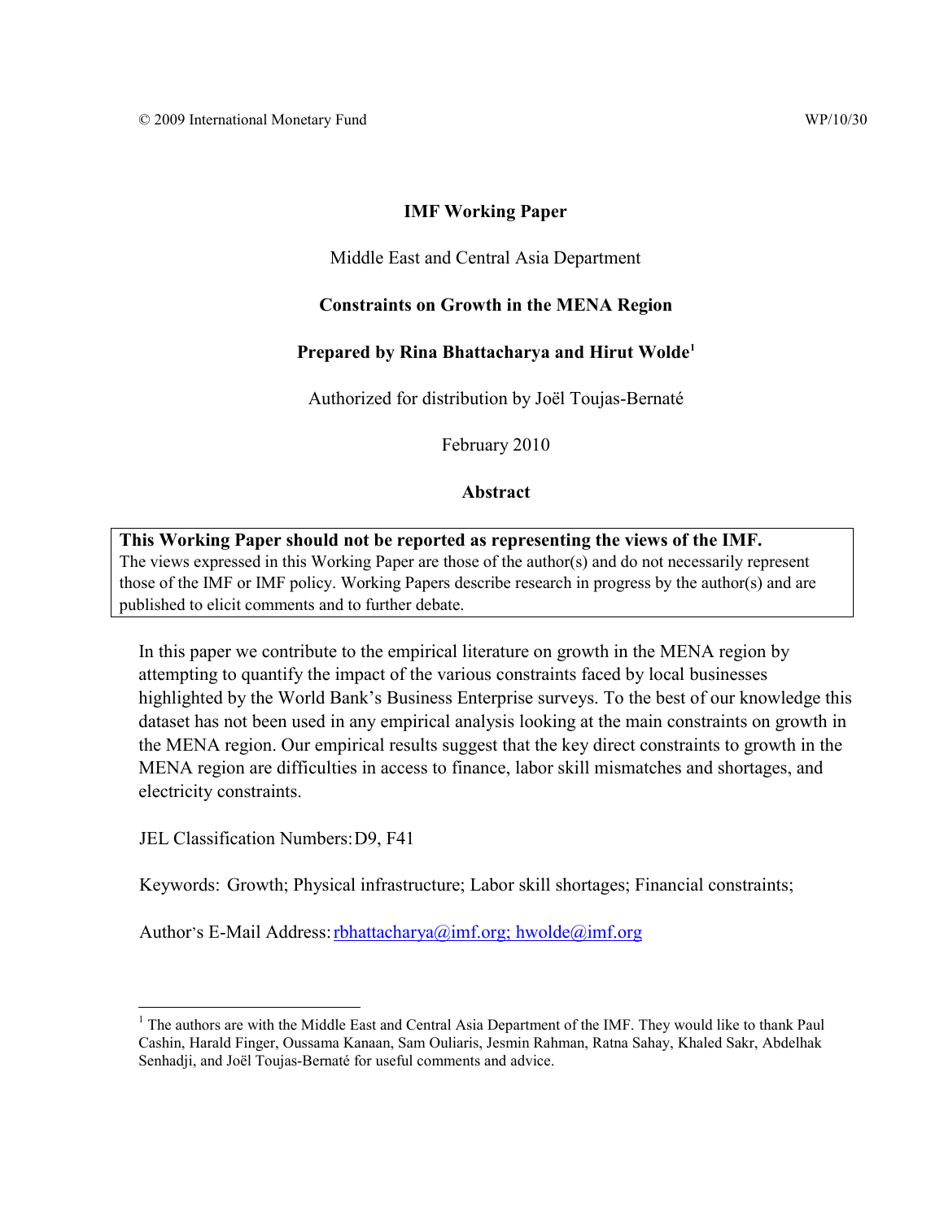© 2009 International Monetary Fund WP/10/30

**IMF Working Paper**

Middle East and Central Asia Department

**Constraints on Growth in the MENA Region**

**Prepared by Rina Bhattacharya and Hirut Wolde[1]**

Authorized for distribution by Joël Toujas-Bernaté

February 2010

**Abstract**

**This Working Paper should not be reported as representing the views of the IMF.**
The views expressed in this Working Paper are those of the author(s) and do not necessarily represent those of the IMF or IMF policy. Working Papers describe research in progress by the author(s) and are published to elicit comments and to further debate.

In this paper we contribute to the empirical literature on growth in the MENA region by attempting to quantify the impact of the various constraints faced by local businesses highlighted by the World Bank's Business Enterprise surveys. To the best of our knowledge this dataset has not been used in any empirical analysis looking at the main constraints on growth in the MENA region. Our empirical results suggest that the key direct constraints to growth in the MENA region are difficulties in access to finance, labor skill mismatches and shortages, and electricity constraints.

JEL Classification Numbers: D9, F41

Keywords: Growth; Physical infrastructure; Labor skill shortages; Financial constraints;

Author's E-Mail Address: rbhattacharya@imf.org; hwolde@imf.org

[1] The authors are with the Middle East and Central Asia Department of the IMF. They would like to thank Paul Cashin, Harald Finger, Oussama Kanaan, Sam Ouliaris, Jesmin Rahman, Ratna Sahay, Khaled Sakr, Abdelhak Senhadji, and Joël Toujas-Bernaté for useful comments and advice.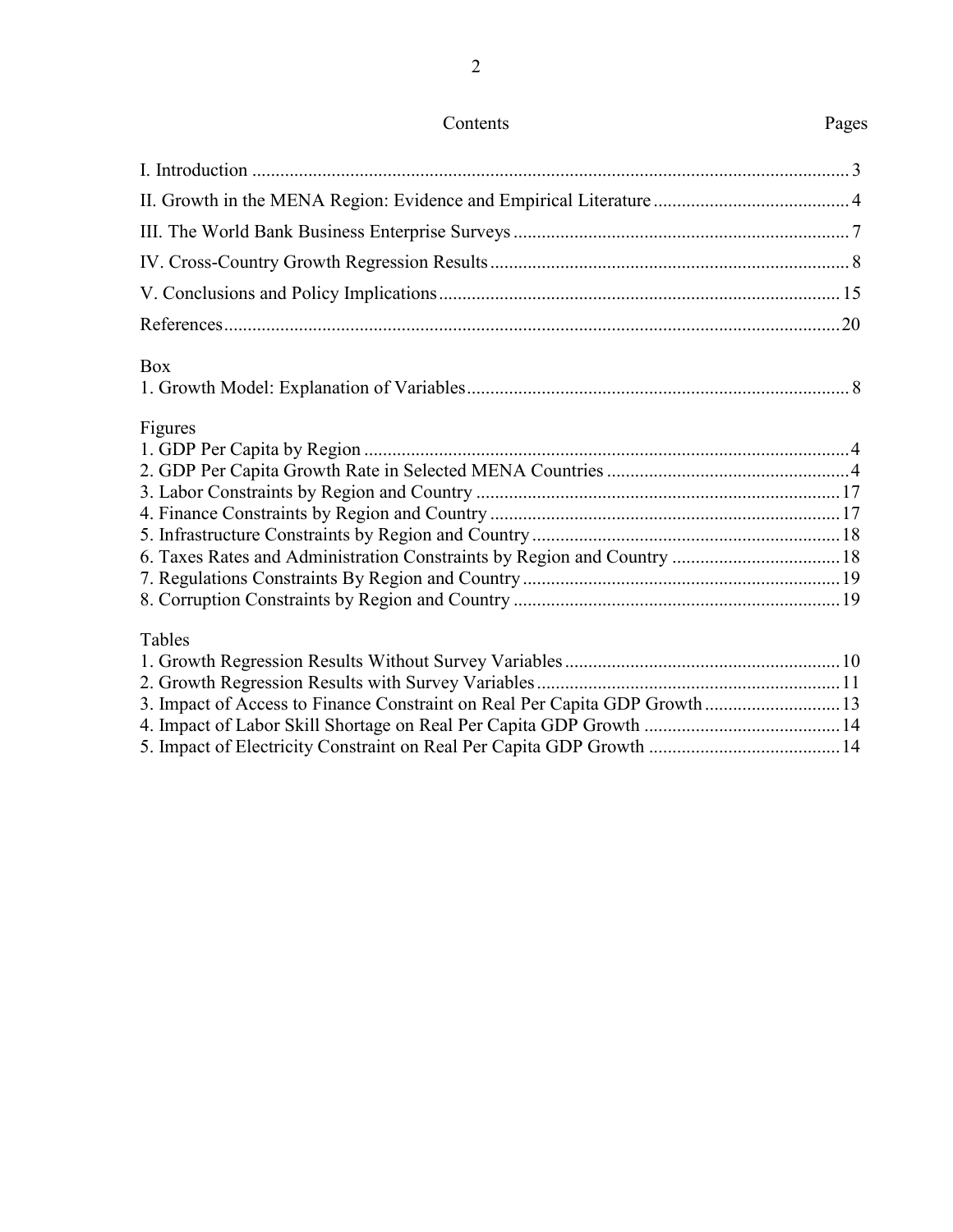# Contents

| | Pages |
|---|---|
| I. Introduction | 3 |
| II. Growth in the MENA Region: Evidence and Empirical Literature | 4 |
| III. The World Bank Business Enterprise Surveys | 7 |
| IV. Cross-Country Growth Regression Results | 8 |
| V. Conclusions and Policy Implications | 15 |
| References | 20 |

Box

| | |
|---|---|
| 1. Growth Model: Explanation of Variables | 8 |

Figures

| | |
|---|---|
| 1. GDP Per Capita by Region | 4 |
| 2. GDP Per Capita Growth Rate in Selected MENA Countries | 4 |
| 3. Labor Constraints by Region and Country | 17 |
| 4. Finance Constraints by Region and Country | 17 |
| 5. Infrastructure Constraints by Region and Country | 18 |
| 6. Taxes Rates and Administration Constraints by Region and Country | 18 |
| 7. Regulations Constraints By Region and Country | 19 |
| 8. Corruption Constraints by Region and Country | 19 |

Tables

| | |
|---|---|
| 1. Growth Regression Results Without Survey Variables | 10 |
| 2. Growth Regression Results with Survey Variables | 11 |
| 3. Impact of Access to Finance Constraint on Real Per Capita GDP Growth | 13 |
| 4. Impact of Labor Skill Shortage on Real Per Capita GDP Growth | 14 |
| 5. Impact of Electricity Constraint on Real Per Capita GDP Growth | 14 |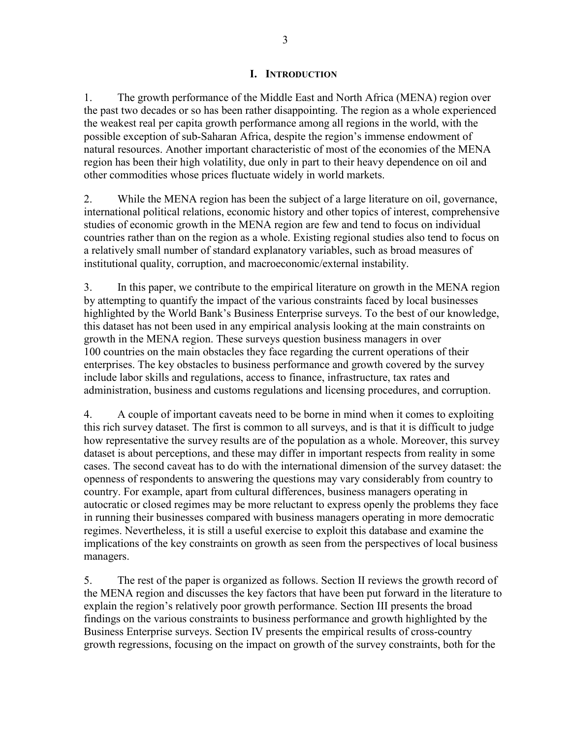# I. Introduction

1. The growth performance of the Middle East and North Africa (MENA) region over the past two decades or so has been rather disappointing. The region as a whole experienced the weakest real per capita growth performance among all regions in the world, with the possible exception of sub-Saharan Africa, despite the region's immense endowment of natural resources. Another important characteristic of most of the economies of the MENA region has been their high volatility, due only in part to their heavy dependence on oil and other commodities whose prices fluctuate widely in world markets.

2. While the MENA region has been the subject of a large literature on oil, governance, international political relations, economic history and other topics of interest, comprehensive studies of economic growth in the MENA region are few and tend to focus on individual countries rather than on the region as a whole. Existing regional studies also tend to focus on a relatively small number of standard explanatory variables, such as broad measures of institutional quality, corruption, and macroeconomic/external instability.

3. In this paper, we contribute to the empirical literature on growth in the MENA region by attempting to quantify the impact of the various constraints faced by local businesses highlighted by the World Bank's Business Enterprise surveys. To the best of our knowledge, this dataset has not been used in any empirical analysis looking at the main constraints on growth in the MENA region. These surveys question business managers in over 100 countries on the main obstacles they face regarding the current operations of their enterprises. The key obstacles to business performance and growth covered by the survey include labor skills and regulations, access to finance, infrastructure, tax rates and administration, business and customs regulations and licensing procedures, and corruption.

4. A couple of important caveats need to be borne in mind when it comes to exploiting this rich survey dataset. The first is common to all surveys, and is that it is difficult to judge how representative the survey results are of the population as a whole. Moreover, this survey dataset is about perceptions, and these may differ in important respects from reality in some cases. The second caveat has to do with the international dimension of the survey dataset: the openness of respondents to answering the questions may vary considerably from country to country. For example, apart from cultural differences, business managers operating in autocratic or closed regimes may be more reluctant to express openly the problems they face in running their businesses compared with business managers operating in more democratic regimes. Nevertheless, it is still a useful exercise to exploit this database and examine the implications of the key constraints on growth as seen from the perspectives of local business managers.

5. The rest of the paper is organized as follows. Section II reviews the growth record of the MENA region and discusses the key factors that have been put forward in the literature to explain the region's relatively poor growth performance. Section III presents the broad findings on the various constraints to business performance and growth highlighted by the Business Enterprise surveys. Section IV presents the empirical results of cross-country growth regressions, focusing on the impact on growth of the survey constraints, both for the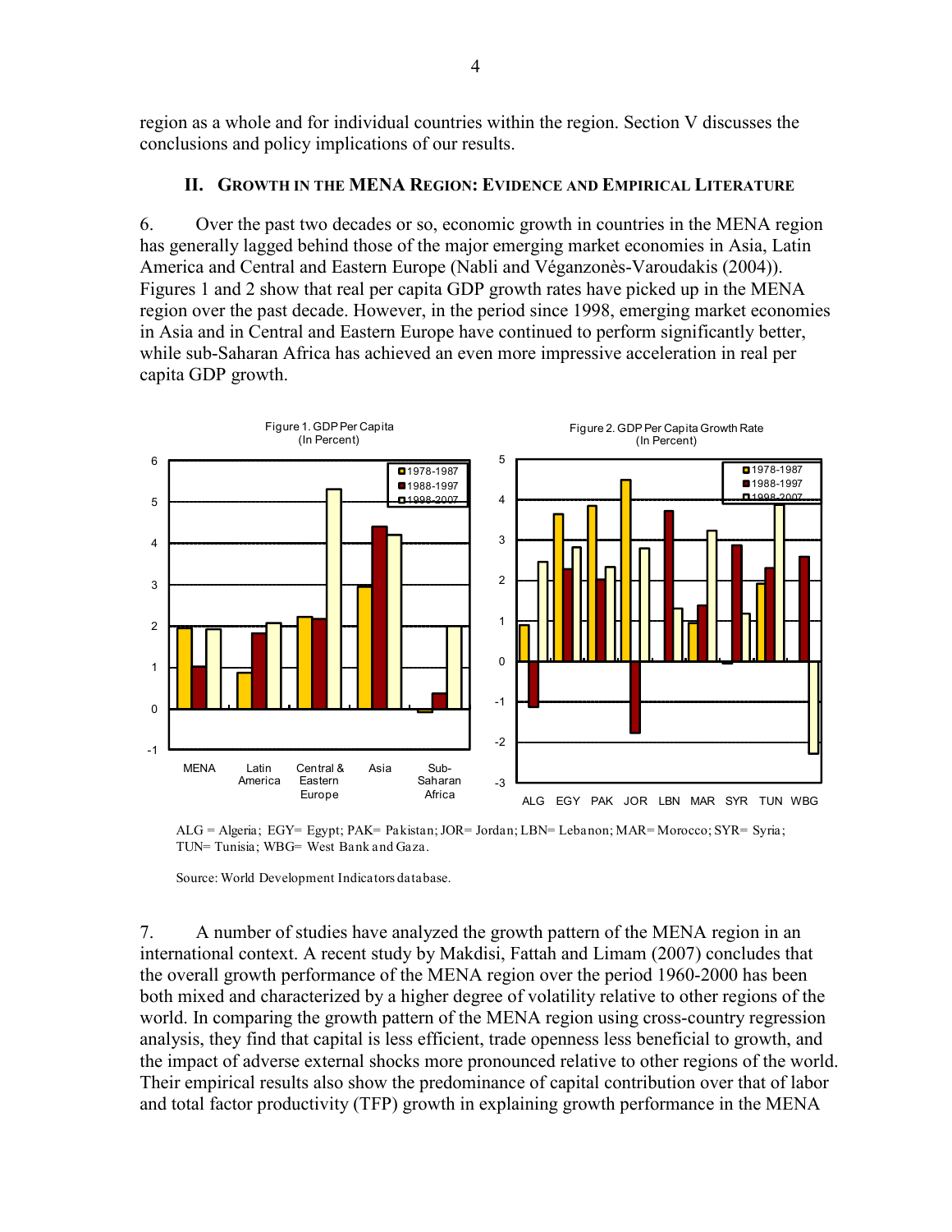region as a whole and for individual countries within the region. Section V discusses the conclusions and policy implications of our results.

## II. Growth in the MENA Region: Evidence and Empirical Literature

6. Over the past two decades or so, economic growth in countries in the MENA region has generally lagged behind those of the major emerging market economies in Asia, Latin America and Central and Eastern Europe (Nabli and Véganzonès-Varoudakis (2004)). Figures 1 and 2 show that real per capita GDP growth rates have picked up in the MENA region over the past decade. However, in the period since 1998, emerging market economies in Asia and in Central and Eastern Europe have continued to perform significantly better, while sub-Saharan Africa has achieved an even more impressive acceleration in real per capita GDP growth.

Figure 1. GDP Per Capita (In Percent)

Figure 2. GDP Per Capita Growth Rate (In Percent)

ALG = Algeria; EGY= Egypt; PAK= Pakistan; JOR= Jordan; LBN= Lebanon; MAR= Morocco; SYR= Syria; TUN= Tunisia; WBG= West Bank and Gaza.

Source: World Development Indicators database.

7. A number of studies have analyzed the growth pattern of the MENA region in an international context. A recent study by Makdisi, Fattah and Limam (2007) concludes that the overall growth performance of the MENA region over the period 1960-2000 has been both mixed and characterized by a higher degree of volatility relative to other regions of the world. In comparing the growth pattern of the MENA region using cross-country regression analysis, they find that capital is less efficient, trade openness less beneficial to growth, and the impact of adverse external shocks more pronounced relative to other regions of the world. Their empirical results also show the predominance of capital contribution over that of labor and total factor productivity (TFP) growth in explaining growth performance in the MENA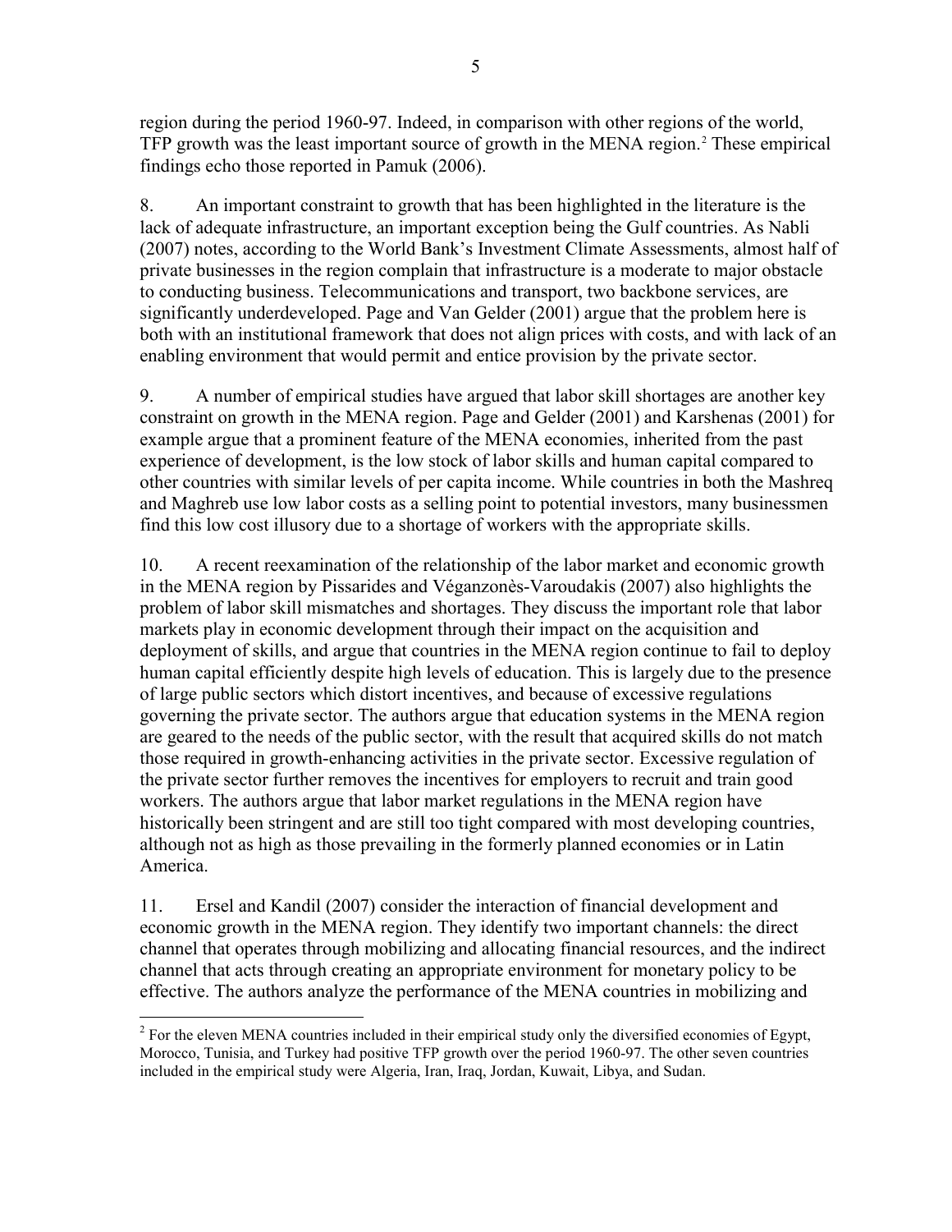region during the period 1960-97. Indeed, in comparison with other regions of the world, TFP growth was the least important source of growth in the MENA region.[2] These empirical findings echo those reported in Pamuk (2006).

8. An important constraint to growth that has been highlighted in the literature is the lack of adequate infrastructure, an important exception being the Gulf countries. As Nabli (2007) notes, according to the World Bank's Investment Climate Assessments, almost half of private businesses in the region complain that infrastructure is a moderate to major obstacle to conducting business. Telecommunications and transport, two backbone services, are significantly underdeveloped. Page and Van Gelder (2001) argue that the problem here is both with an institutional framework that does not align prices with costs, and with lack of an enabling environment that would permit and entice provision by the private sector.

9. A number of empirical studies have argued that labor skill shortages are another key constraint on growth in the MENA region. Page and Gelder (2001) and Karshenas (2001) for example argue that a prominent feature of the MENA economies, inherited from the past experience of development, is the low stock of labor skills and human capital compared to other countries with similar levels of per capita income. While countries in both the Mashreq and Maghreb use low labor costs as a selling point to potential investors, many businessmen find this low cost illusory due to a shortage of workers with the appropriate skills.

10. A recent reexamination of the relationship of the labor market and economic growth in the MENA region by Pissarides and Véganzonès-Varoudakis (2007) also highlights the problem of labor skill mismatches and shortages. They discuss the important role that labor markets play in economic development through their impact on the acquisition and deployment of skills, and argue that countries in the MENA region continue to fail to deploy human capital efficiently despite high levels of education. This is largely due to the presence of large public sectors which distort incentives, and because of excessive regulations governing the private sector. The authors argue that education systems in the MENA region are geared to the needs of the public sector, with the result that acquired skills do not match those required in growth-enhancing activities in the private sector. Excessive regulation of the private sector further removes the incentives for employers to recruit and train good workers. The authors argue that labor market regulations in the MENA region have historically been stringent and are still too tight compared with most developing countries, although not as high as those prevailing in the formerly planned economies or in Latin America.

11. Ersel and Kandil (2007) consider the interaction of financial development and economic growth in the MENA region. They identify two important channels: the direct channel that operates through mobilizing and allocating financial resources, and the indirect channel that acts through creating an appropriate environment for monetary policy to be effective. The authors analyze the performance of the MENA countries in mobilizing and

---

[2] For the eleven MENA countries included in their empirical study only the diversified economies of Egypt, Morocco, Tunisia, and Turkey had positive TFP growth over the period 1960-97. The other seven countries included in the empirical study were Algeria, Iran, Iraq, Jordan, Kuwait, Libya, and Sudan.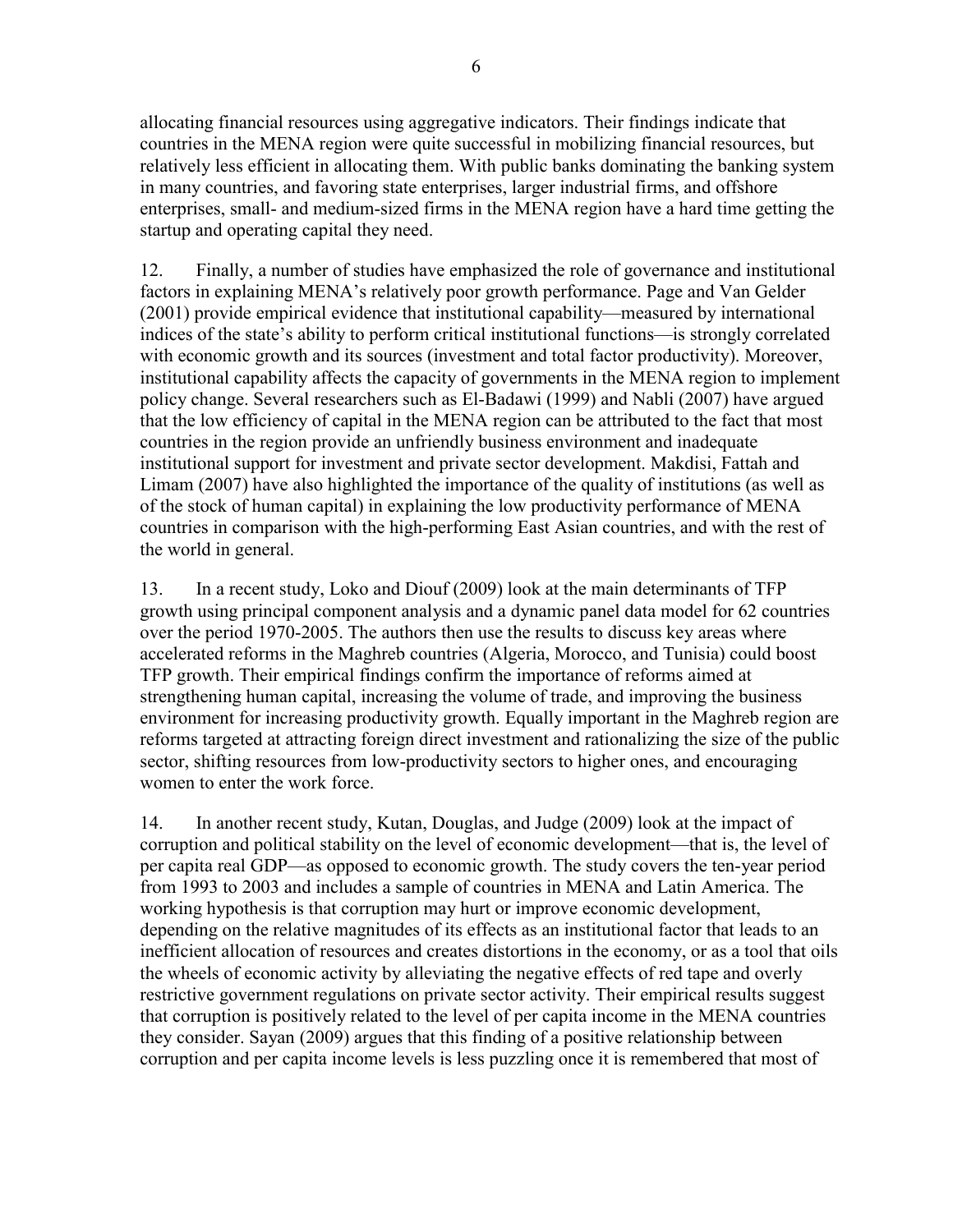allocating financial resources using aggregative indicators. Their findings indicate that countries in the MENA region were quite successful in mobilizing financial resources, but relatively less efficient in allocating them. With public banks dominating the banking system in many countries, and favoring state enterprises, larger industrial firms, and offshore enterprises, small- and medium-sized firms in the MENA region have a hard time getting the startup and operating capital they need.

12. Finally, a number of studies have emphasized the role of governance and institutional factors in explaining MENA's relatively poor growth performance. Page and Van Gelder (2001) provide empirical evidence that institutional capability—measured by international indices of the state's ability to perform critical institutional functions—is strongly correlated with economic growth and its sources (investment and total factor productivity). Moreover, institutional capability affects the capacity of governments in the MENA region to implement policy change. Several researchers such as El-Badawi (1999) and Nabli (2007) have argued that the low efficiency of capital in the MENA region can be attributed to the fact that most countries in the region provide an unfriendly business environment and inadequate institutional support for investment and private sector development. Makdisi, Fattah and Limam (2007) have also highlighted the importance of the quality of institutions (as well as of the stock of human capital) in explaining the low productivity performance of MENA countries in comparison with the high-performing East Asian countries, and with the rest of the world in general.

13. In a recent study, Loko and Diouf (2009) look at the main determinants of TFP growth using principal component analysis and a dynamic panel data model for 62 countries over the period 1970-2005. The authors then use the results to discuss key areas where accelerated reforms in the Maghreb countries (Algeria, Morocco, and Tunisia) could boost TFP growth. Their empirical findings confirm the importance of reforms aimed at strengthening human capital, increasing the volume of trade, and improving the business environment for increasing productivity growth. Equally important in the Maghreb region are reforms targeted at attracting foreign direct investment and rationalizing the size of the public sector, shifting resources from low-productivity sectors to higher ones, and encouraging women to enter the work force.

14. In another recent study, Kutan, Douglas, and Judge (2009) look at the impact of corruption and political stability on the level of economic development—that is, the level of per capita real GDP—as opposed to economic growth. The study covers the ten-year period from 1993 to 2003 and includes a sample of countries in MENA and Latin America. The working hypothesis is that corruption may hurt or improve economic development, depending on the relative magnitudes of its effects as an institutional factor that leads to an inefficient allocation of resources and creates distortions in the economy, or as a tool that oils the wheels of economic activity by alleviating the negative effects of red tape and overly restrictive government regulations on private sector activity. Their empirical results suggest that corruption is positively related to the level of per capita income in the MENA countries they consider. Sayan (2009) argues that this finding of a positive relationship between corruption and per capita income levels is less puzzling once it is remembered that most of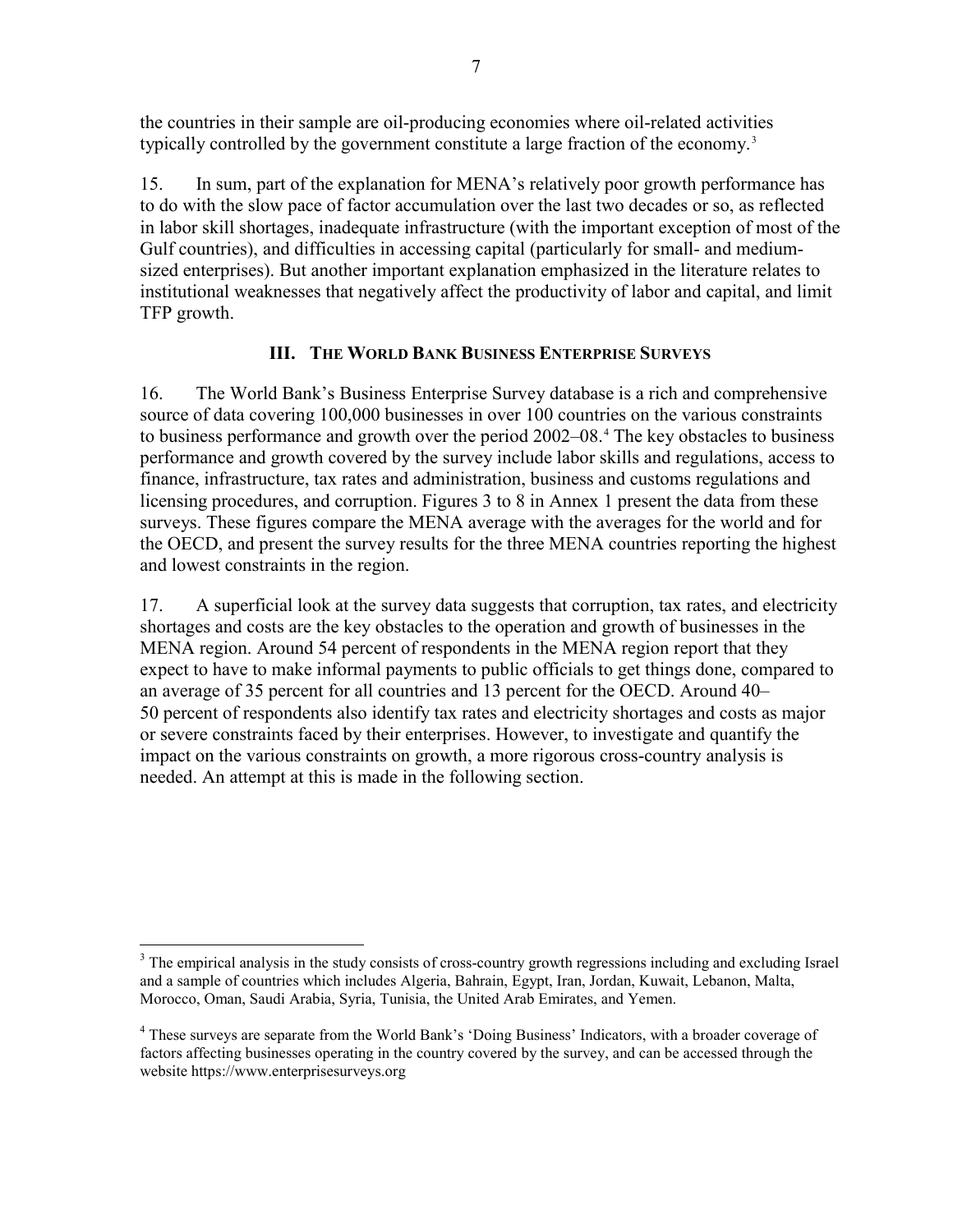the countries in their sample are oil-producing economies where oil-related activities typically controlled by the government constitute a large fraction of the economy.[3]

15. In sum, part of the explanation for MENA's relatively poor growth performance has to do with the slow pace of factor accumulation over the last two decades or so, as reflected in labor skill shortages, inadequate infrastructure (with the important exception of most of the Gulf countries), and difficulties in accessing capital (particularly for small- and medium-sized enterprises). But another important explanation emphasized in the literature relates to institutional weaknesses that negatively affect the productivity of labor and capital, and limit TFP growth.

## III. The World Bank Business Enterprise Surveys

16. The World Bank's Business Enterprise Survey database is a rich and comprehensive source of data covering 100,000 businesses in over 100 countries on the various constraints to business performance and growth over the period 2002–08.[4] The key obstacles to business performance and growth covered by the survey include labor skills and regulations, access to finance, infrastructure, tax rates and administration, business and customs regulations and licensing procedures, and corruption. Figures 3 to 8 in Annex 1 present the data from these surveys. These figures compare the MENA average with the averages for the world and for the OECD, and present the survey results for the three MENA countries reporting the highest and lowest constraints in the region.

17. A superficial look at the survey data suggests that corruption, tax rates, and electricity shortages and costs are the key obstacles to the operation and growth of businesses in the MENA region. Around 54 percent of respondents in the MENA region report that they expect to have to make informal payments to public officials to get things done, compared to an average of 35 percent for all countries and 13 percent for the OECD. Around 40–50 percent of respondents also identify tax rates and electricity shortages and costs as major or severe constraints faced by their enterprises. However, to investigate and quantify the impact on the various constraints on growth, a more rigorous cross-country analysis is needed. An attempt at this is made in the following section.

---

[3] The empirical analysis in the study consists of cross-country growth regressions including and excluding Israel and a sample of countries which includes Algeria, Bahrain, Egypt, Iran, Jordan, Kuwait, Lebanon, Malta, Morocco, Oman, Saudi Arabia, Syria, Tunisia, the United Arab Emirates, and Yemen.

[4] These surveys are separate from the World Bank's 'Doing Business' Indicators, with a broader coverage of factors affecting businesses operating in the country covered by the survey, and can be accessed through the website https://www.enterprisesurveys.org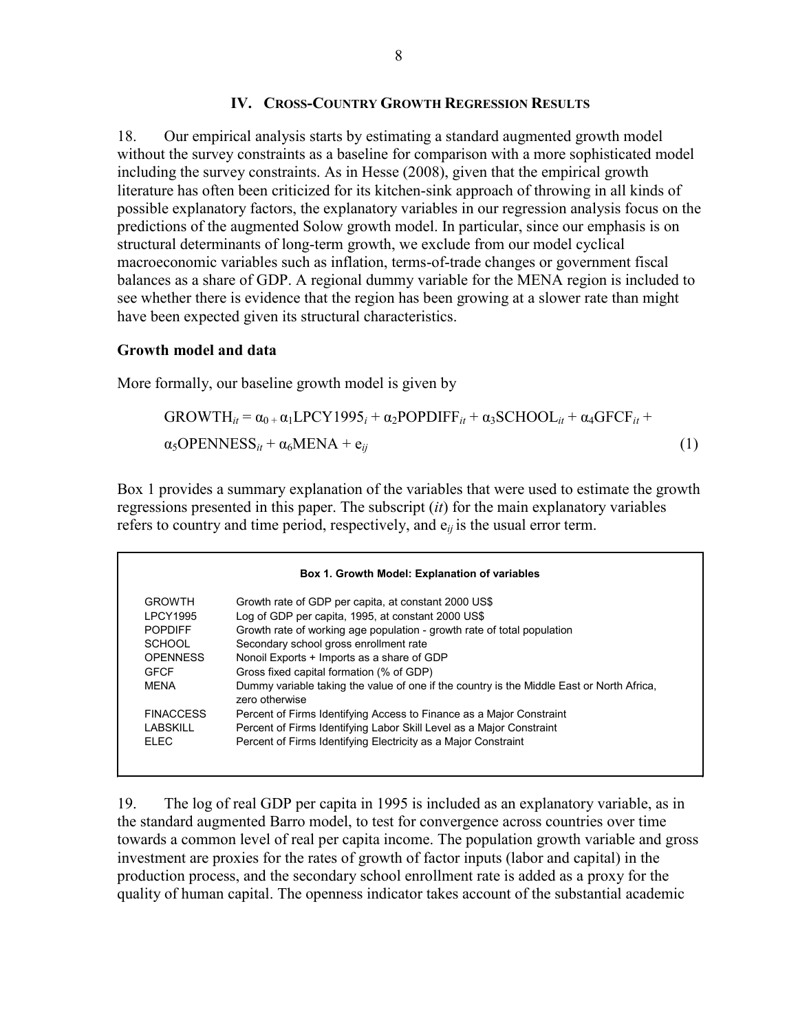## IV. Cross-Country Growth Regression Results

18. Our empirical analysis starts by estimating a standard augmented growth model without the survey constraints as a baseline for comparison with a more sophisticated model including the survey constraints. As in Hesse (2008), given that the empirical growth literature has often been criticized for its kitchen-sink approach of throwing in all kinds of possible explanatory factors, the explanatory variables in our regression analysis focus on the predictions of the augmented Solow growth model. In particular, since our emphasis is on structural determinants of long-term growth, we exclude from our model cyclical macroeconomic variables such as inflation, terms-of-trade changes or government fiscal balances as a share of GDP. A regional dummy variable for the MENA region is included to see whether there is evidence that the region has been growing at a slower rate than might have been expected given its structural characteristics.

### Growth model and data

More formally, our baseline growth model is given by

$$\text{GROWTH}_{it} = \alpha_0 + \alpha_1\text{LPCY1995}_i + \alpha_2\text{POPDIFF}_{it} + \alpha_3\text{SCHOOL}_{it} + \alpha_4\text{GFCF}_{it} + \alpha_5\text{OPENNESS}_{it} + \alpha_6\text{MENA} + e_{ij} \tag{1}$$

Box 1 provides a summary explanation of the variables that were used to estimate the growth regressions presented in this paper. The subscript (*it*) for the main explanatory variables refers to country and time period, respectively, and $e_{ij}$ is the usual error term.

**Box 1. Growth Model: Explanation of variables**

| Variable | Explanation |
|---|---|
| GROWTH | Growth rate of GDP per capita, at constant 2000 US$ |
| LPCY1995 | Log of GDP per capita, 1995, at constant 2000 US$ |
| POPDIFF | Growth rate of working age population - growth rate of total population |
| SCHOOL | Secondary school gross enrollment rate |
| OPENNESS | Nonoil Exports + Imports as a share of GDP |
| GFCF | Gross fixed capital formation (% of GDP) |
| MENA | Dummy variable taking the value of one if the country is the Middle East or North Africa, zero otherwise |
| FINACCESS | Percent of Firms Identifying Access to Finance as a Major Constraint |
| LABSKILL | Percent of Firms Identifying Labor Skill Level as a Major Constraint |
| ELEC | Percent of Firms Identifying Electricity as a Major Constraint |

19. The log of real GDP per capita in 1995 is included as an explanatory variable, as in the standard augmented Barro model, to test for convergence across countries over time towards a common level of real per capita income. The population growth variable and gross investment are proxies for the rates of growth of factor inputs (labor and capital) in the production process, and the secondary school enrollment rate is added as a proxy for the quality of human capital. The openness indicator takes account of the substantial academic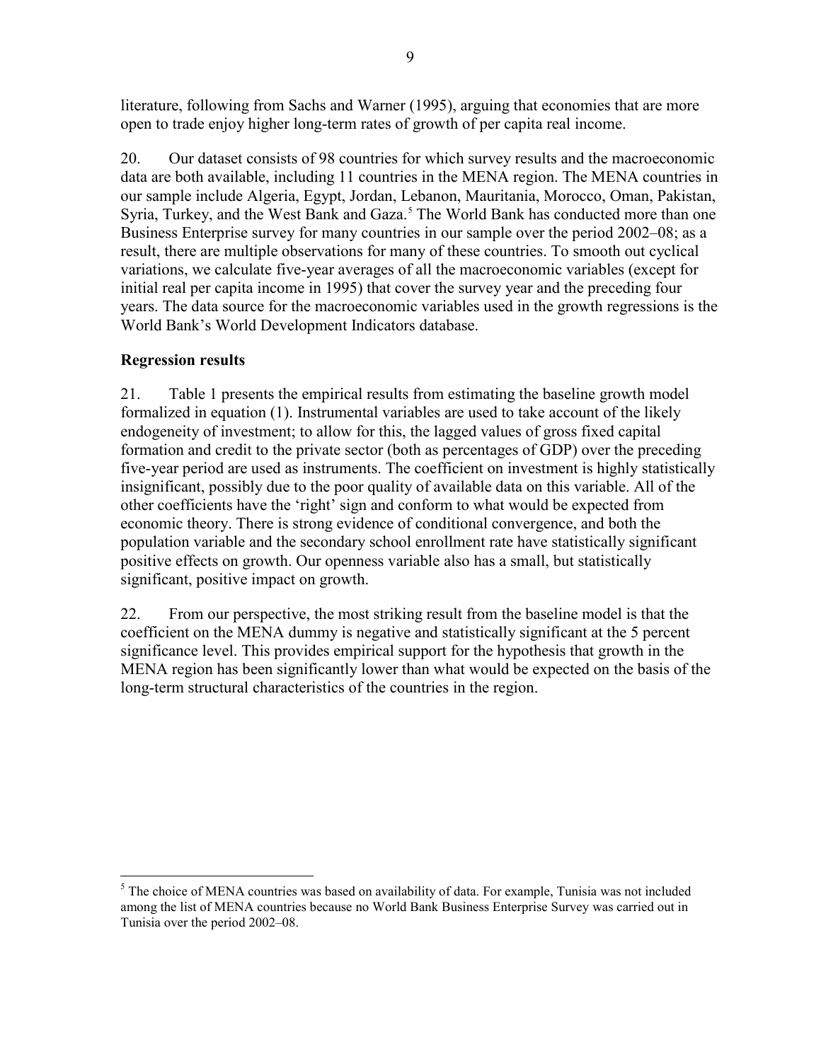literature, following from Sachs and Warner (1995), arguing that economies that are more open to trade enjoy higher long-term rates of growth of per capita real income.

20. Our dataset consists of 98 countries for which survey results and the macroeconomic data are both available, including 11 countries in the MENA region. The MENA countries in our sample include Algeria, Egypt, Jordan, Lebanon, Mauritania, Morocco, Oman, Pakistan, Syria, Turkey, and the West Bank and Gaza.[5] The World Bank has conducted more than one Business Enterprise survey for many countries in our sample over the period 2002–08; as a result, there are multiple observations for many of these countries. To smooth out cyclical variations, we calculate five-year averages of all the macroeconomic variables (except for initial real per capita income in 1995) that cover the survey year and the preceding four years. The data source for the macroeconomic variables used in the growth regressions is the World Bank's World Development Indicators database.

**Regression results**

21. Table 1 presents the empirical results from estimating the baseline growth model formalized in equation (1). Instrumental variables are used to take account of the likely endogeneity of investment; to allow for this, the lagged values of gross fixed capital formation and credit to the private sector (both as percentages of GDP) over the preceding five-year period are used as instruments. The coefficient on investment is highly statistically insignificant, possibly due to the poor quality of available data on this variable. All of the other coefficients have the 'right' sign and conform to what would be expected from economic theory. There is strong evidence of conditional convergence, and both the population variable and the secondary school enrollment rate have statistically significant positive effects on growth. Our openness variable also has a small, but statistically significant, positive impact on growth.

22. From our perspective, the most striking result from the baseline model is that the coefficient on the MENA dummy is negative and statistically significant at the 5 percent significance level. This provides empirical support for the hypothesis that growth in the MENA region has been significantly lower than what would be expected on the basis of the long-term structural characteristics of the countries in the region.

---

[5] The choice of MENA countries was based on availability of data. For example, Tunisia was not included among the list of MENA countries because no World Bank Business Enterprise Survey was carried out in Tunisia over the period 2002–08.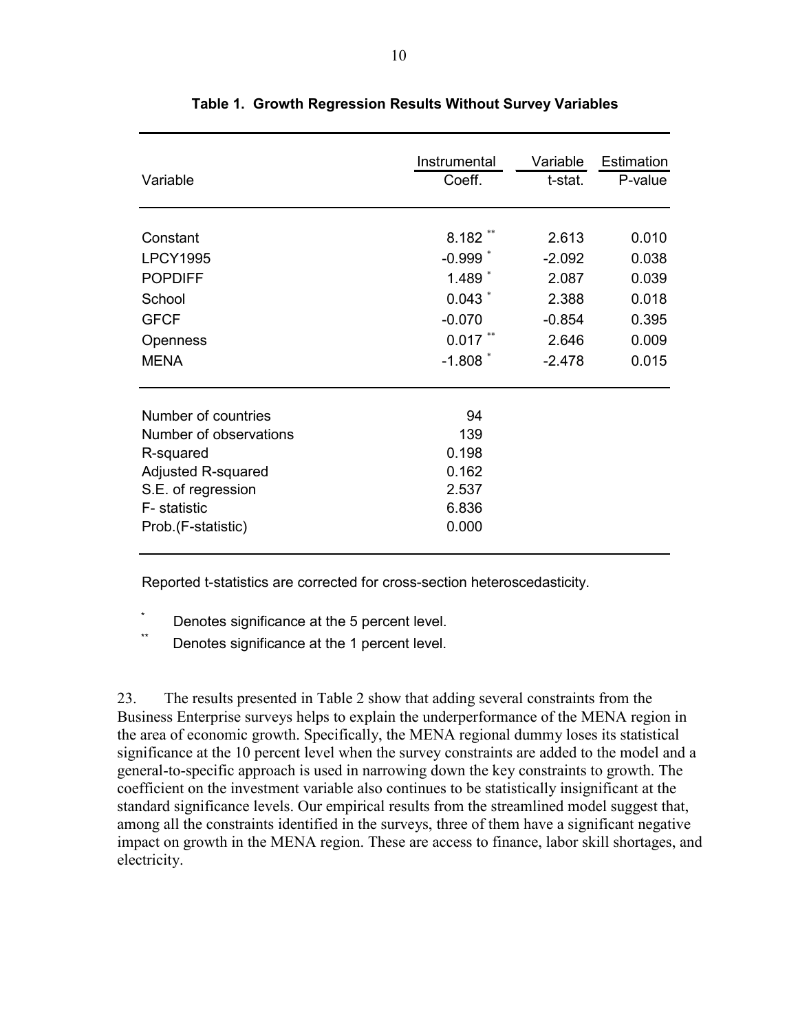**Table 1. Growth Regression Results Without Survey Variables**

| Variable | Instrumental Variable Estimation | | |
|---|---|---|---|
| | Coeff. | t-stat. | P-value |
| Constant | 8.182 ** | 2.613 | 0.010 |
| LPCY1995 | -0.999 * | -2.092 | 0.038 |
| POPDIFF | 1.489 * | 2.087 | 0.039 |
| School | 0.043 * | 2.388 | 0.018 |
| GFCF | -0.070 | -0.854 | 0.395 |
| Openness | 0.017 ** | 2.646 | 0.009 |
| MENA | -1.808 * | -2.478 | 0.015 |
| Number of countries | 94 | | |
| Number of observations | 139 | | |
| R-squared | 0.198 | | |
| Adjusted R-squared | 0.162 | | |
| S.E. of regression | 2.537 | | |
| F- statistic | 6.836 | | |
| Prob.(F-statistic) | 0.000 | | |

Reported t-statistics are corrected for cross-section heteroscedasticity.

\* Denotes significance at the 5 percent level.

\*\* Denotes significance at the 1 percent level.

23. The results presented in Table 2 show that adding several constraints from the Business Enterprise surveys helps to explain the underperformance of the MENA region in the area of economic growth. Specifically, the MENA regional dummy loses its statistical significance at the 10 percent level when the survey constraints are added to the model and a general-to-specific approach is used in narrowing down the key constraints to growth. The coefficient on the investment variable also continues to be statistically insignificant at the standard significance levels. Our empirical results from the streamlined model suggest that, among all the constraints identified in the surveys, three of them have a significant negative impact on growth in the MENA region. These are access to finance, labor skill shortages, and electricity.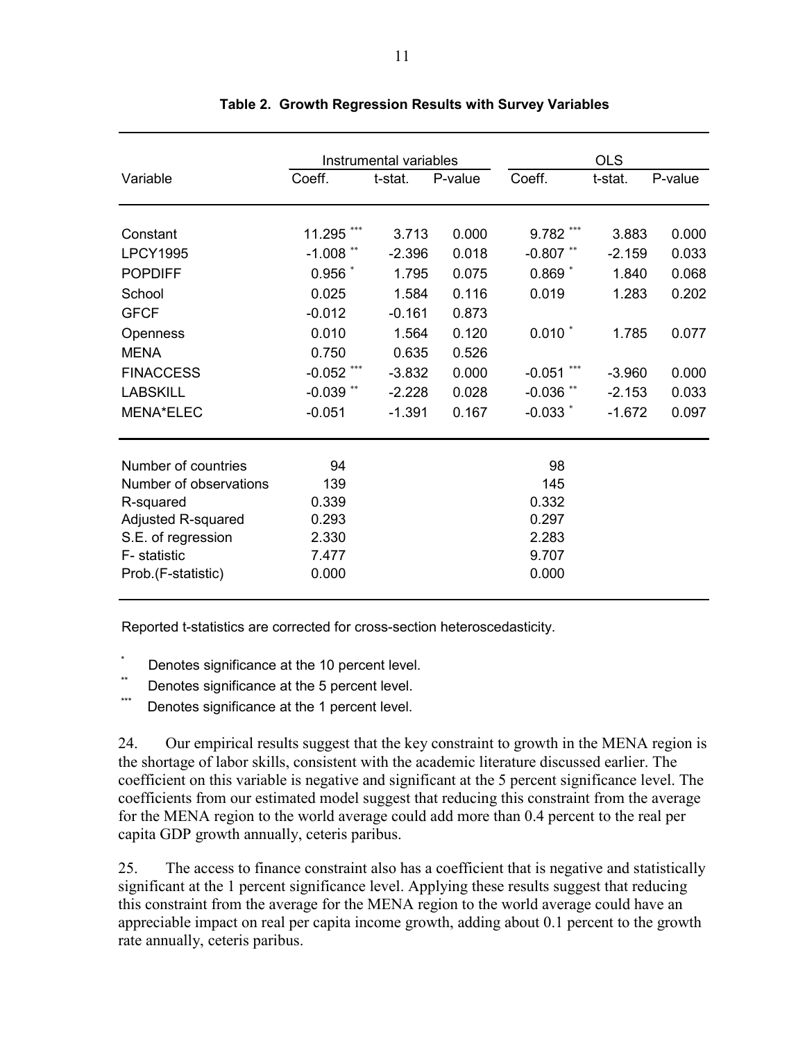**Table 2. Growth Regression Results with Survey Variables**

| Variable | Instrumental variables | | | OLS | | |
|---|---|---|---|---|---|---|
| | Coeff. | t-stat. | P-value | Coeff. | t-stat. | P-value |
| Constant | 11.295 *** | 3.713 | 0.000 | 9.782 *** | 3.883 | 0.000 |
| LPCY1995 | -1.008 ** | -2.396 | 0.018 | -0.807 ** | -2.159 | 0.033 |
| POPDIFF | 0.956 * | 1.795 | 0.075 | 0.869 * | 1.840 | 0.068 |
| School | 0.025 | 1.584 | 0.116 | 0.019 | 1.283 | 0.202 |
| GFCF | -0.012 | -0.161 | 0.873 | | | |
| Openness | 0.010 | 1.564 | 0.120 | 0.010 * | 1.785 | 0.077 |
| MENA | 0.750 | 0.635 | 0.526 | | | |
| FINACCESS | -0.052 *** | -3.832 | 0.000 | -0.051 *** | -3.960 | 0.000 |
| LABSKILL | -0.039 ** | -2.228 | 0.028 | -0.036 ** | -2.153 | 0.033 |
| MENA*ELEC | -0.051 | -1.391 | 0.167 | -0.033 * | -1.672 | 0.097 |
| Number of countries | 94 | | | 98 | | |
| Number of observations | 139 | | | 145 | | |
| R-squared | 0.339 | | | 0.332 | | |
| Adjusted R-squared | 0.293 | | | 0.297 | | |
| S.E. of regression | 2.330 | | | 2.283 | | |
| F- statistic | 7.477 | | | 9.707 | | |
| Prob.(F-statistic) | 0.000 | | | 0.000 | | |

Reported t-statistics are corrected for cross-section heteroscedasticity.

\* Denotes significance at the 10 percent level.

\*\* Denotes significance at the 5 percent level.

\*\*\* Denotes significance at the 1 percent level.

24. Our empirical results suggest that the key constraint to growth in the MENA region is the shortage of labor skills, consistent with the academic literature discussed earlier. The coefficient on this variable is negative and significant at the 5 percent significance level. The coefficients from our estimated model suggest that reducing this constraint from the average for the MENA region to the world average could add more than 0.4 percent to the real per capita GDP growth annually, ceteris paribus.

25. The access to finance constraint also has a coefficient that is negative and statistically significant at the 1 percent significance level. Applying these results suggest that reducing this constraint from the average for the MENA region to the world average could have an appreciable impact on real per capita income growth, adding about 0.1 percent to the growth rate annually, ceteris paribus.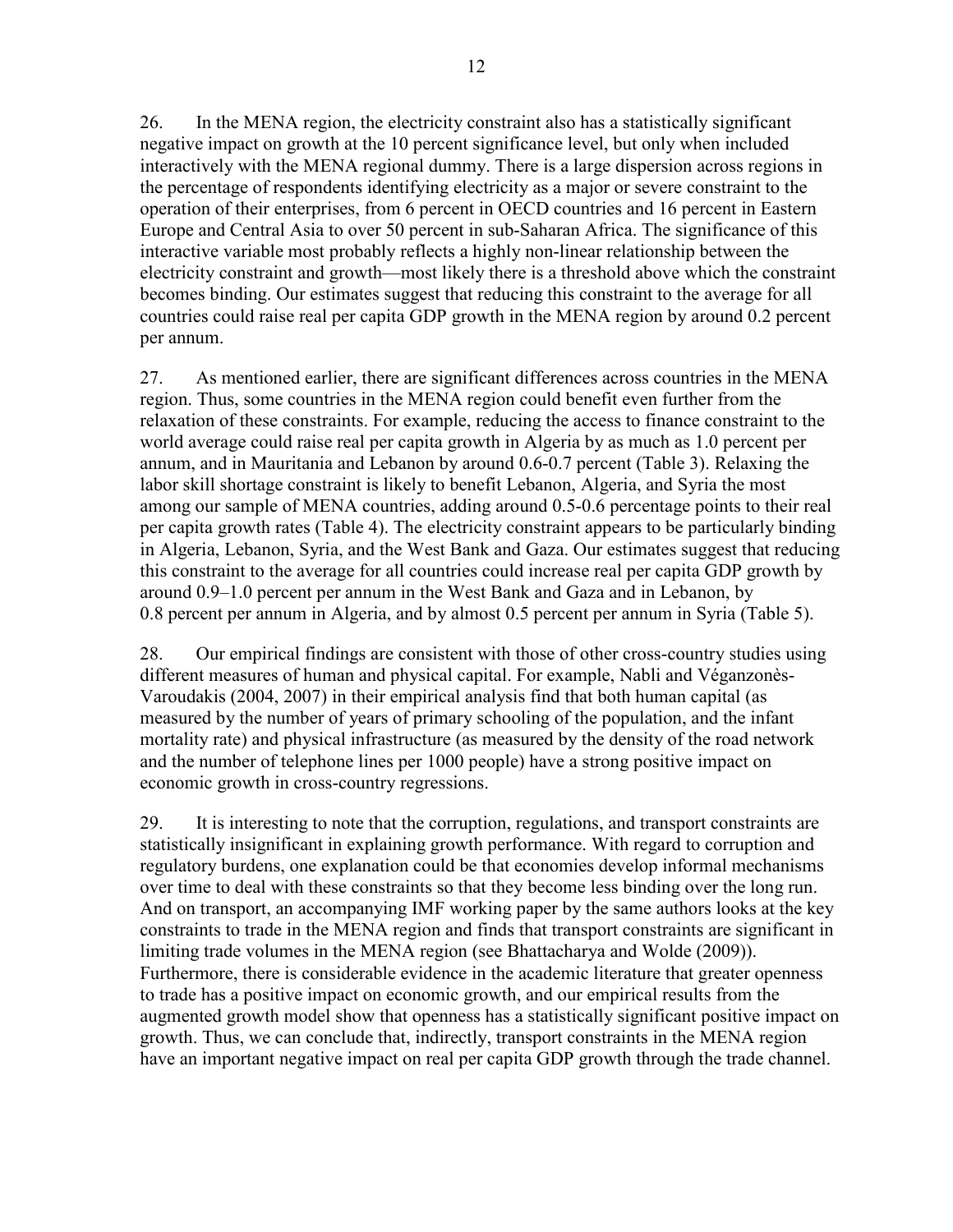26. In the MENA region, the electricity constraint also has a statistically significant negative impact on growth at the 10 percent significance level, but only when included interactively with the MENA regional dummy. There is a large dispersion across regions in the percentage of respondents identifying electricity as a major or severe constraint to the operation of their enterprises, from 6 percent in OECD countries and 16 percent in Eastern Europe and Central Asia to over 50 percent in sub-Saharan Africa. The significance of this interactive variable most probably reflects a highly non-linear relationship between the electricity constraint and growth—most likely there is a threshold above which the constraint becomes binding. Our estimates suggest that reducing this constraint to the average for all countries could raise real per capita GDP growth in the MENA region by around 0.2 percent per annum.

27. As mentioned earlier, there are significant differences across countries in the MENA region. Thus, some countries in the MENA region could benefit even further from the relaxation of these constraints. For example, reducing the access to finance constraint to the world average could raise real per capita growth in Algeria by as much as 1.0 percent per annum, and in Mauritania and Lebanon by around 0.6-0.7 percent (Table 3). Relaxing the labor skill shortage constraint is likely to benefit Lebanon, Algeria, and Syria the most among our sample of MENA countries, adding around 0.5-0.6 percentage points to their real per capita growth rates (Table 4). The electricity constraint appears to be particularly binding in Algeria, Lebanon, Syria, and the West Bank and Gaza. Our estimates suggest that reducing this constraint to the average for all countries could increase real per capita GDP growth by around 0.9–1.0 percent per annum in the West Bank and Gaza and in Lebanon, by 0.8 percent per annum in Algeria, and by almost 0.5 percent per annum in Syria (Table 5).

28. Our empirical findings are consistent with those of other cross-country studies using different measures of human and physical capital. For example, Nabli and Véganzonès-Varoudakis (2004, 2007) in their empirical analysis find that both human capital (as measured by the number of years of primary schooling of the population, and the infant mortality rate) and physical infrastructure (as measured by the density of the road network and the number of telephone lines per 1000 people) have a strong positive impact on economic growth in cross-country regressions.

29. It is interesting to note that the corruption, regulations, and transport constraints are statistically insignificant in explaining growth performance. With regard to corruption and regulatory burdens, one explanation could be that economies develop informal mechanisms over time to deal with these constraints so that they become less binding over the long run. And on transport, an accompanying IMF working paper by the same authors looks at the key constraints to trade in the MENA region and finds that transport constraints are significant in limiting trade volumes in the MENA region (see Bhattacharya and Wolde (2009)). Furthermore, there is considerable evidence in the academic literature that greater openness to trade has a positive impact on economic growth, and our empirical results from the augmented growth model show that openness has a statistically significant positive impact on growth. Thus, we can conclude that, indirectly, transport constraints in the MENA region have an important negative impact on real per capita GDP growth through the trade channel.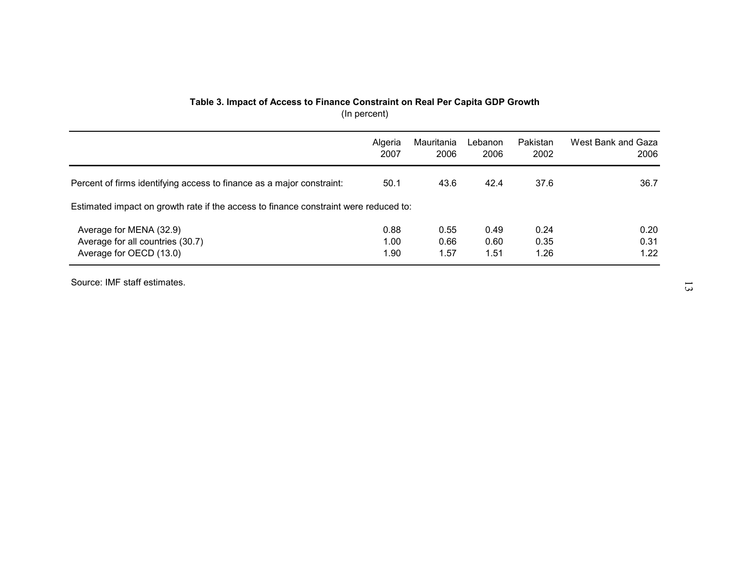**Table 3. Impact of Access to Finance Constraint on Real Per Capita GDP Growth**
(In percent)

| | Algeria 2007 | Mauritania 2006 | Lebanon 2006 | Pakistan 2002 | West Bank and Gaza 2006 |
|---|---|---|---|---|---|
| Percent of firms identifying access to finance as a major constraint: | 50.1 | 43.6 | 42.4 | 37.6 | 36.7 |
| Estimated impact on growth rate if the access to finance constraint were reduced to: | | | | | |
| Average for MENA (32.9) | 0.88 | 0.55 | 0.49 | 0.24 | 0.20 |
| Average for all countries (30.7) | 1.00 | 0.66 | 0.60 | 0.35 | 0.31 |
| Average for OECD (13.0) | 1.90 | 1.57 | 1.51 | 1.26 | 1.22 |

Source: IMF staff estimates.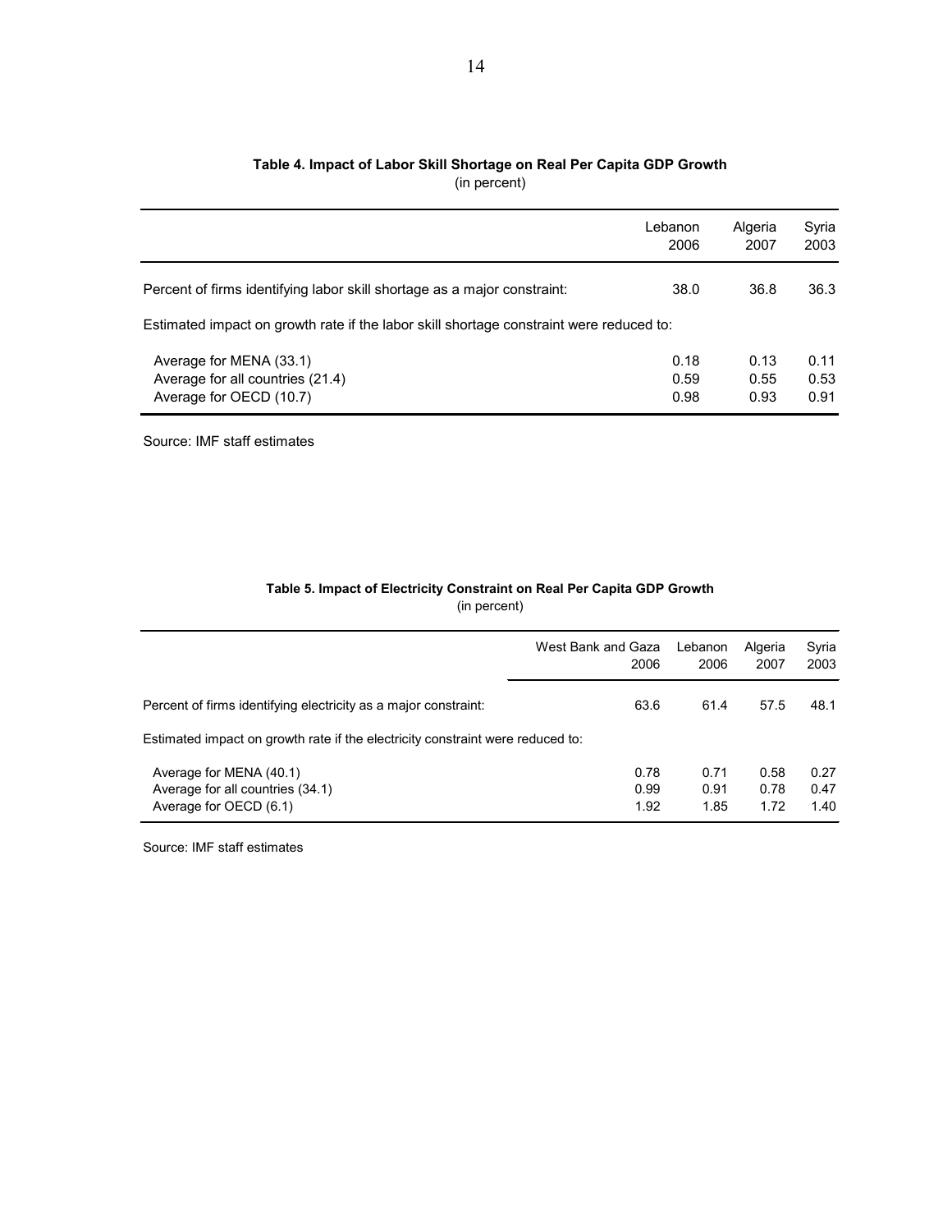**Table 4. Impact of Labor Skill Shortage on Real Per Capita GDP Growth**
(in percent)

| | Lebanon 2006 | Algeria 2007 | Syria 2003 |
|---|---|---|---|
| Percent of firms identifying labor skill shortage as a major constraint: | 38.0 | 36.8 | 36.3 |
| Estimated impact on growth rate if the labor skill shortage constraint were reduced to: | | | |
| Average for MENA (33.1) | 0.18 | 0.13 | 0.11 |
| Average for all countries (21.4) | 0.59 | 0.55 | 0.53 |
| Average for OECD (10.7) | 0.98 | 0.93 | 0.91 |

Source: IMF staff estimates

**Table 5. Impact of Electricity Constraint on Real Per Capita GDP Growth**
(in percent)

| | West Bank and Gaza 2006 | Lebanon 2006 | Algeria 2007 | Syria 2003 |
|---|---|---|---|---|
| Percent of firms identifying electricity as a major constraint: | 63.6 | 61.4 | 57.5 | 48.1 |
| Estimated impact on growth rate if the electricity constraint were reduced to: | | | | |
| Average for MENA (40.1) | 0.78 | 0.71 | 0.58 | 0.27 |
| Average for all countries (34.1) | 0.99 | 0.91 | 0.78 | 0.47 |
| Average for OECD (6.1) | 1.92 | 1.85 | 1.72 | 1.40 |

Source: IMF staff estimates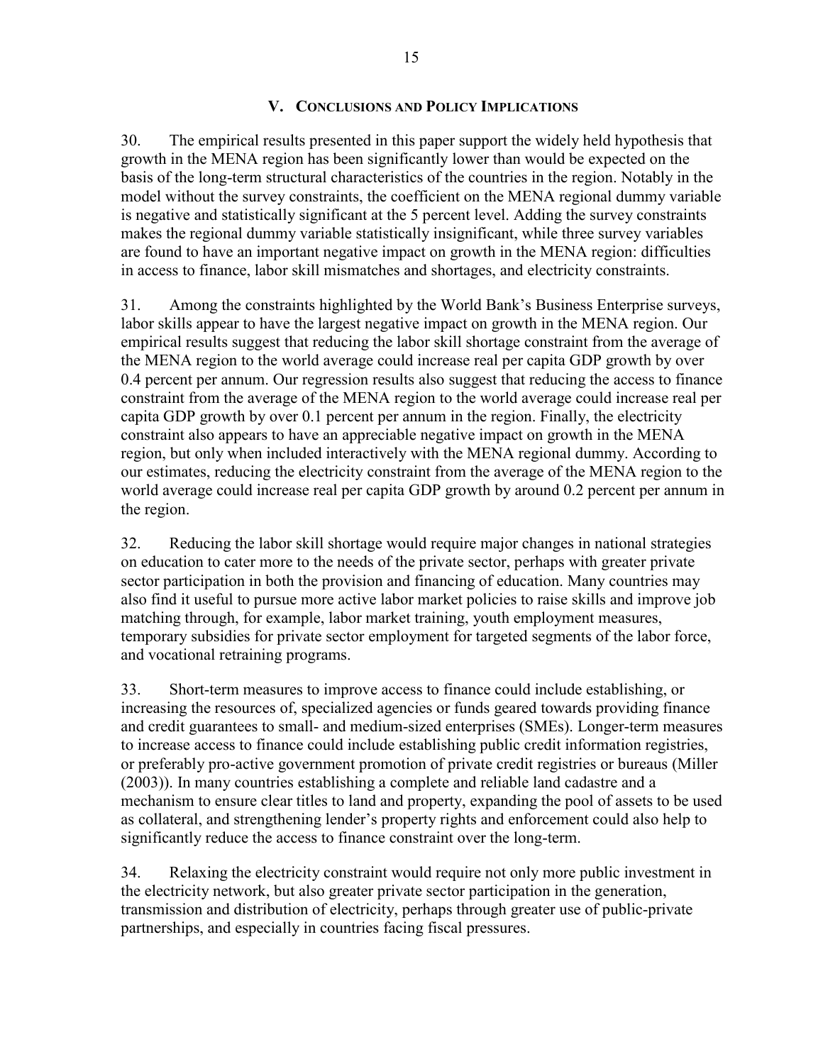## V. Conclusions and Policy Implications

30. The empirical results presented in this paper support the widely held hypothesis that growth in the MENA region has been significantly lower than would be expected on the basis of the long-term structural characteristics of the countries in the region. Notably in the model without the survey constraints, the coefficient on the MENA regional dummy variable is negative and statistically significant at the 5 percent level. Adding the survey constraints makes the regional dummy variable statistically insignificant, while three survey variables are found to have an important negative impact on growth in the MENA region: difficulties in access to finance, labor skill mismatches and shortages, and electricity constraints.

31. Among the constraints highlighted by the World Bank's Business Enterprise surveys, labor skills appear to have the largest negative impact on growth in the MENA region. Our empirical results suggest that reducing the labor skill shortage constraint from the average of the MENA region to the world average could increase real per capita GDP growth by over 0.4 percent per annum. Our regression results also suggest that reducing the access to finance constraint from the average of the MENA region to the world average could increase real per capita GDP growth by over 0.1 percent per annum in the region. Finally, the electricity constraint also appears to have an appreciable negative impact on growth in the MENA region, but only when included interactively with the MENA regional dummy. According to our estimates, reducing the electricity constraint from the average of the MENA region to the world average could increase real per capita GDP growth by around 0.2 percent per annum in the region.

32. Reducing the labor skill shortage would require major changes in national strategies on education to cater more to the needs of the private sector, perhaps with greater private sector participation in both the provision and financing of education. Many countries may also find it useful to pursue more active labor market policies to raise skills and improve job matching through, for example, labor market training, youth employment measures, temporary subsidies for private sector employment for targeted segments of the labor force, and vocational retraining programs.

33. Short-term measures to improve access to finance could include establishing, or increasing the resources of, specialized agencies or funds geared towards providing finance and credit guarantees to small- and medium-sized enterprises (SMEs). Longer-term measures to increase access to finance could include establishing public credit information registries, or preferably pro-active government promotion of private credit registries or bureaus (Miller (2003)). In many countries establishing a complete and reliable land cadastre and a mechanism to ensure clear titles to land and property, expanding the pool of assets to be used as collateral, and strengthening lender's property rights and enforcement could also help to significantly reduce the access to finance constraint over the long-term.

34. Relaxing the electricity constraint would require not only more public investment in the electricity network, but also greater private sector participation in the generation, transmission and distribution of electricity, perhaps through greater use of public-private partnerships, and especially in countries facing fiscal pressures.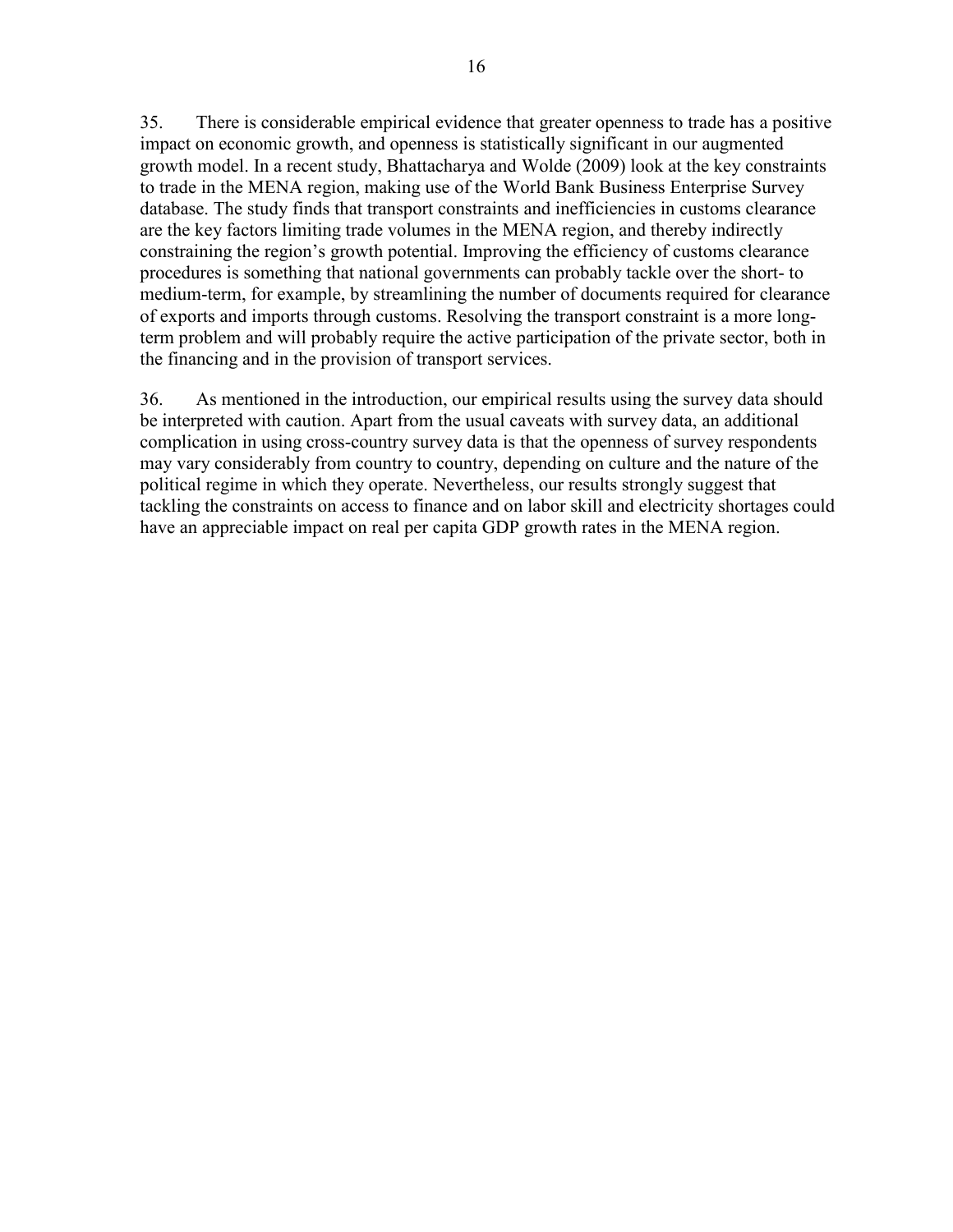35. There is considerable empirical evidence that greater openness to trade has a positive impact on economic growth, and openness is statistically significant in our augmented growth model. In a recent study, Bhattacharya and Wolde (2009) look at the key constraints to trade in the MENA region, making use of the World Bank Business Enterprise Survey database. The study finds that transport constraints and inefficiencies in customs clearance are the key factors limiting trade volumes in the MENA region, and thereby indirectly constraining the region's growth potential. Improving the efficiency of customs clearance procedures is something that national governments can probably tackle over the short- to medium-term, for example, by streamlining the number of documents required for clearance of exports and imports through customs. Resolving the transport constraint is a more long-term problem and will probably require the active participation of the private sector, both in the financing and in the provision of transport services.

36. As mentioned in the introduction, our empirical results using the survey data should be interpreted with caution. Apart from the usual caveats with survey data, an additional complication in using cross-country survey data is that the openness of survey respondents may vary considerably from country to country, depending on culture and the nature of the political regime in which they operate. Nevertheless, our results strongly suggest that tackling the constraints on access to finance and on labor skill and electricity shortages could have an appreciable impact on real per capita GDP growth rates in the MENA region.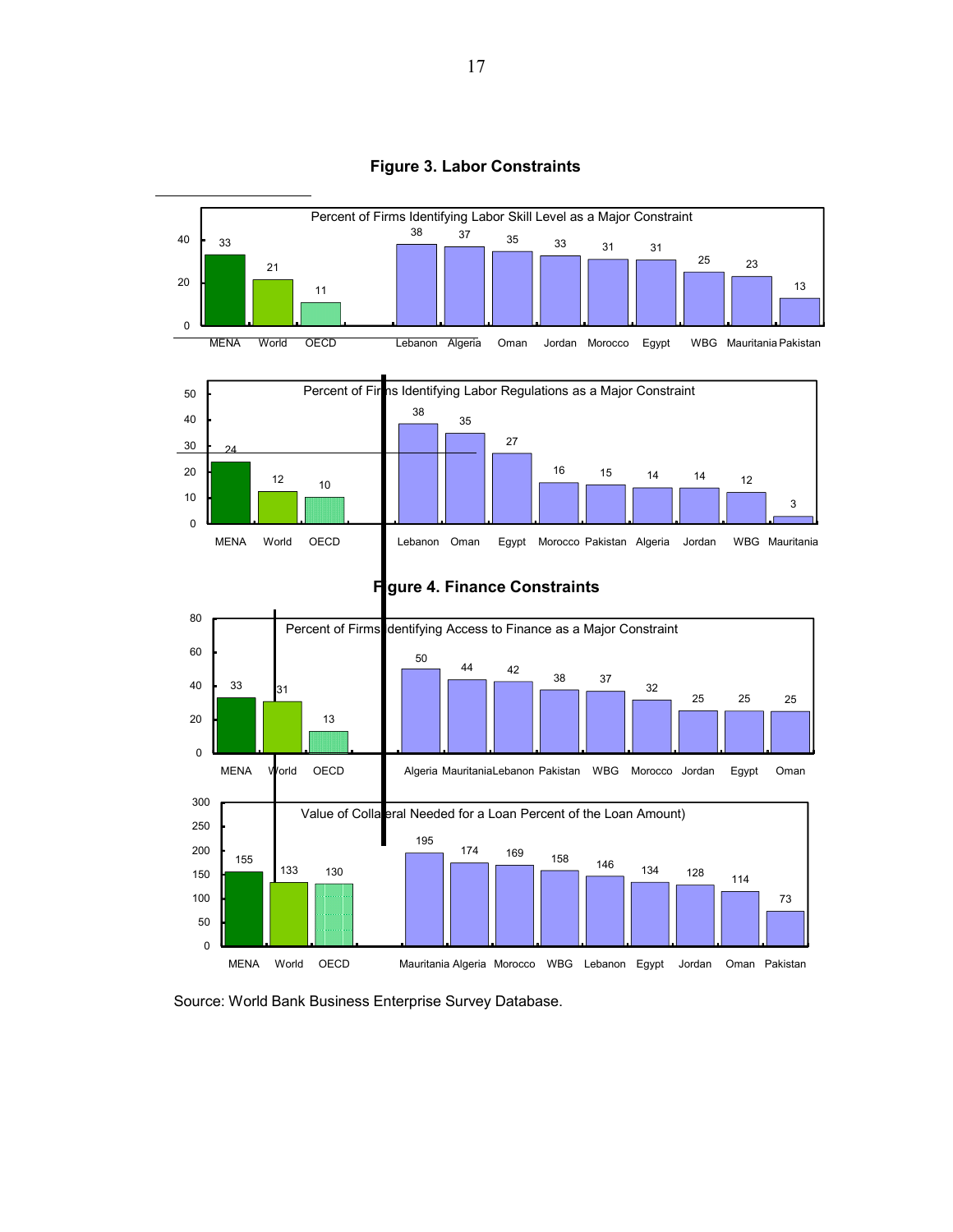## Figure 3. Labor Constraints

**Percent of Firms Identifying Labor Skill Level as a Major Constraint**

| MENA | World | OECD | Lebanon | Algeria | Oman | Jordan | Morocco | Egypt | WBG | Mauritania | Pakistan |
|---|---|---|---|---|---|---|---|---|---|---|---|
| 33 | 21 | 11 | 38 | 37 | 35 | 33 | 31 | 31 | 25 | 23 | 13 |

**Percent of Firms Identifying Labor Regulations as a Major Constraint**

| MENA | World | OECD | Lebanon | Oman | Egypt | Morocco | Pakistan | Algeria | Jordan | WBG | Mauritania |
|---|---|---|---|---|---|---|---|---|---|---|---|
| 24 | 12 | 10 | 38 | 35 | 27 | 16 | 15 | 14 | 14 | 12 | 3 |

## Figure 4. Finance Constraints

**Percent of Firms Identifying Access to Finance as a Major Constraint**

| MENA | World | OECD | Algeria | Mauritania | Lebanon | Pakistan | WBG | Morocco | Jordan | Egypt | Oman |
|---|---|---|---|---|---|---|---|---|---|---|---|
| 33 | 31 | 13 | 50 | 44 | 42 | 38 | 37 | 32 | 25 | 25 | 25 |

**Value of Collateral Needed for a Loan Percent of the Loan Amount)**

| MENA | World | OECD | Mauritania | Algeria | Morocco | WBG | Lebanon | Egypt | Jordan | Oman | Pakistan |
|---|---|---|---|---|---|---|---|---|---|---|---|
| 155 | 133 | 130 | 195 | 174 | 169 | 158 | 146 | 134 | 128 | 114 | 73 |

Source: World Bank Business Enterprise Survey Database.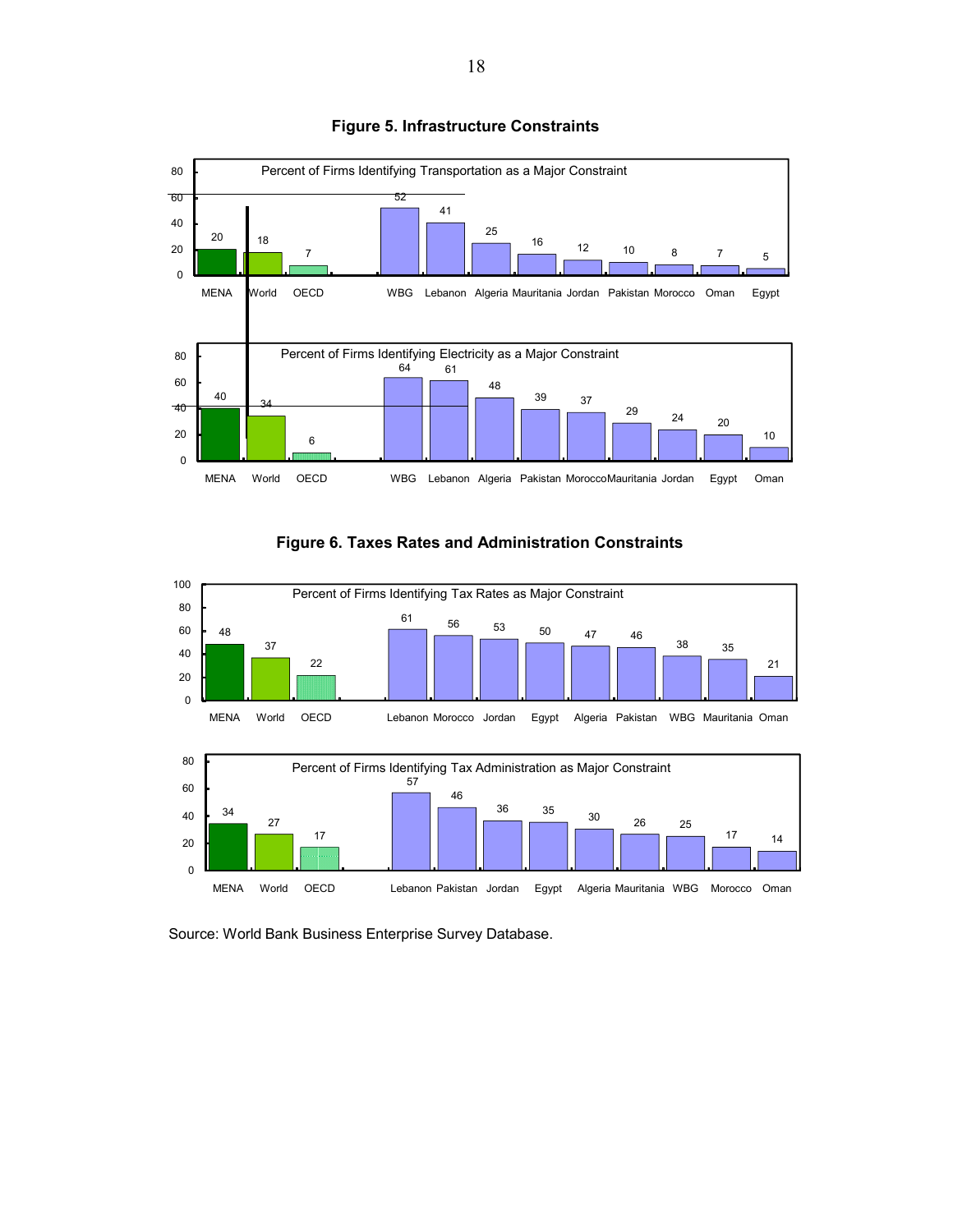## Figure 5. Infrastructure Constraints

Percent of Firms Identifying Transportation as a Major Constraint

| MENA | World | OECD | WBG | Lebanon | Algeria | Mauritania | Jordan | Pakistan | Morocco | Oman | Egypt |
|---|---|---|---|---|---|---|---|---|---|---|---|
| 20 | 18 | 7 | 52 | 41 | 25 | 16 | 12 | 10 | 8 | 7 | 5 |

Percent of Firms Identifying Electricity as a Major Constraint

| MENA | World | OECD | WBG | Lebanon | Algeria | Pakistan | Morocco | Mauritania | Jordan | Egypt | Oman |
|---|---|---|---|---|---|---|---|---|---|---|---|
| 40 | 34 | 6 | 64 | 61 | 48 | 39 | 37 | 29 | 24 | 20 | 10 |

## Figure 6. Taxes Rates and Administration Constraints

Percent of Firms Identifying Tax Rates as Major Constraint

| MENA | World | OECD | Lebanon | Morocco | Jordan | Egypt | Algeria | Pakistan | WBG | Mauritania | Oman |
|---|---|---|---|---|---|---|---|---|---|---|---|
| 48 | 37 | 22 | 61 | 56 | 53 | 50 | 47 | 46 | 38 | 35 | 21 |

Percent of Firms Identifying Tax Administration as Major Constraint

| MENA | World | OECD | Lebanon | Pakistan | Jordan | Egypt | Algeria | Mauritania | WBG | Morocco | Oman |
|---|---|---|---|---|---|---|---|---|---|---|---|
| 34 | 27 | 17 | 57 | 46 | 36 | 35 | 30 | 26 | 25 | 17 | 14 |

Source: World Bank Business Enterprise Survey Database.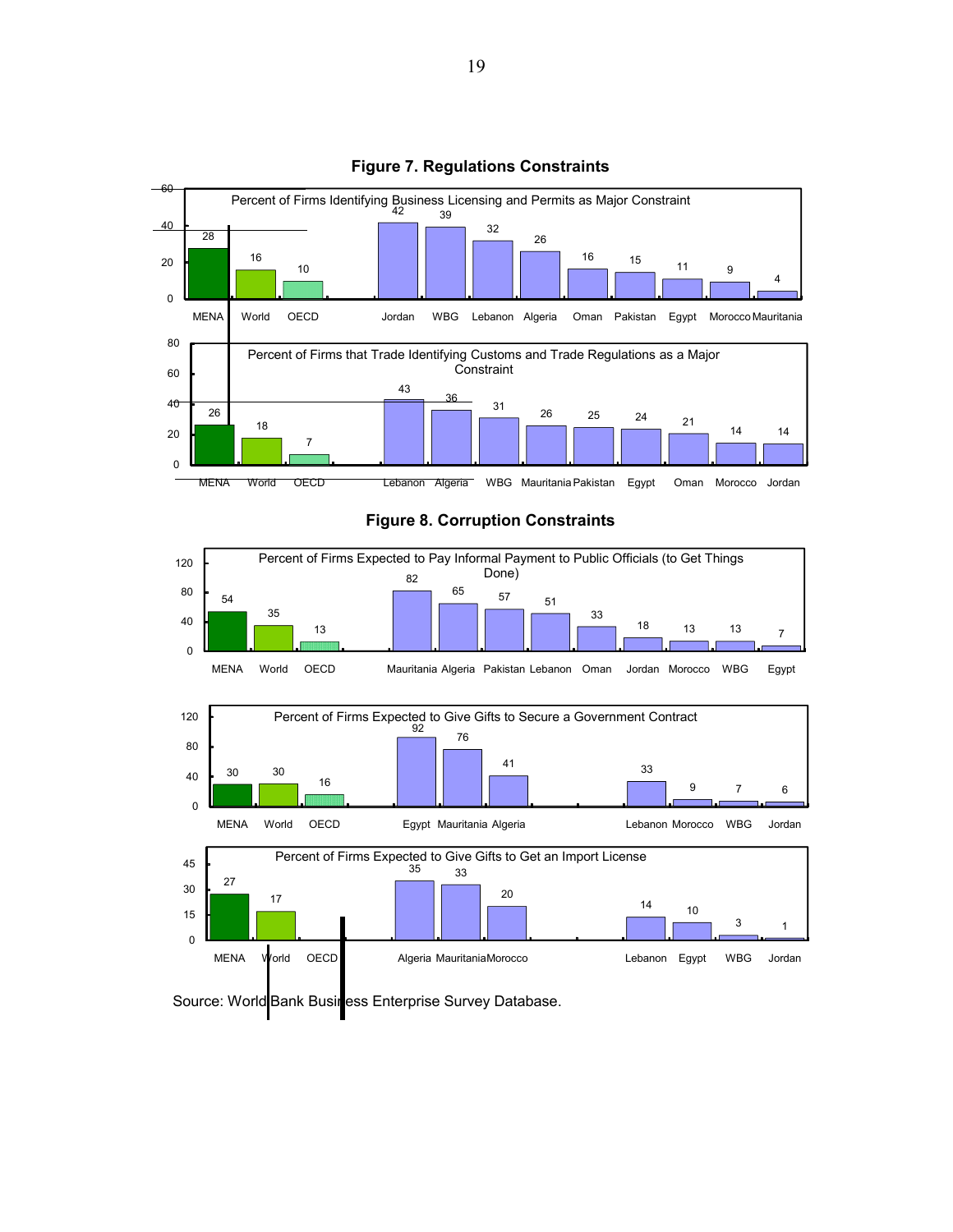## Figure 7. Regulations Constraints

**Percent of Firms Identifying Business Licensing and Permits as Major Constraint**

| MENA | World | OECD | Jordan | WBG | Lebanon | Algeria | Oman | Pakistan | Egypt | Morocco | Mauritania |
|---|---|---|---|---|---|---|---|---|---|---|---|
| 28 | 16 | 10 | 42 | 39 | 32 | 26 | 16 | 15 | 11 | 9 | 4 |

**Percent of Firms that Trade Identifying Customs and Trade Regulations as a Major Constraint**

| MENA | World | OECD | Lebanon | Algeria | WBG | Mauritania | Pakistan | Egypt | Oman | Morocco | Jordan |
|---|---|---|---|---|---|---|---|---|---|---|---|
| 26 | 18 | 7 | 43 | 36 | 31 | 26 | 25 | 24 | 21 | 14 | 14 |

## Figure 8. Corruption Constraints

**Percent of Firms Expected to Pay Informal Payment to Public Officials (to Get Things Done)**

| MENA | World | OECD | Mauritania | Algeria | Pakistan | Lebanon | Oman | Jordan | Morocco | WBG | Egypt |
|---|---|---|---|---|---|---|---|---|---|---|---|
| 54 | 35 | 13 | 82 | 65 | 57 | 51 | 33 | 18 | 13 | 13 | 7 |

**Percent of Firms Expected to Give Gifts to Secure a Government Contract**

| MENA | World | OECD | Egypt | Mauritania | Algeria | Lebanon | Morocco | WBG | Jordan |
|---|---|---|---|---|---|---|---|---|---|
| 30 | 30 | 16 | 92 | 76 | 41 | 33 | 9 | 7 | 6 |

**Percent of Firms Expected to Give Gifts to Get an Import License**

| MENA | World | OECD | Algeria | Mauritania | Morocco | Lebanon | Egypt | WBG | Jordan |
|---|---|---|---|---|---|---|---|---|---|
| 27 | 17 | | 35 | 33 | 20 | 14 | 10 | 3 | 1 |

Source: World Bank Business Enterprise Survey Database.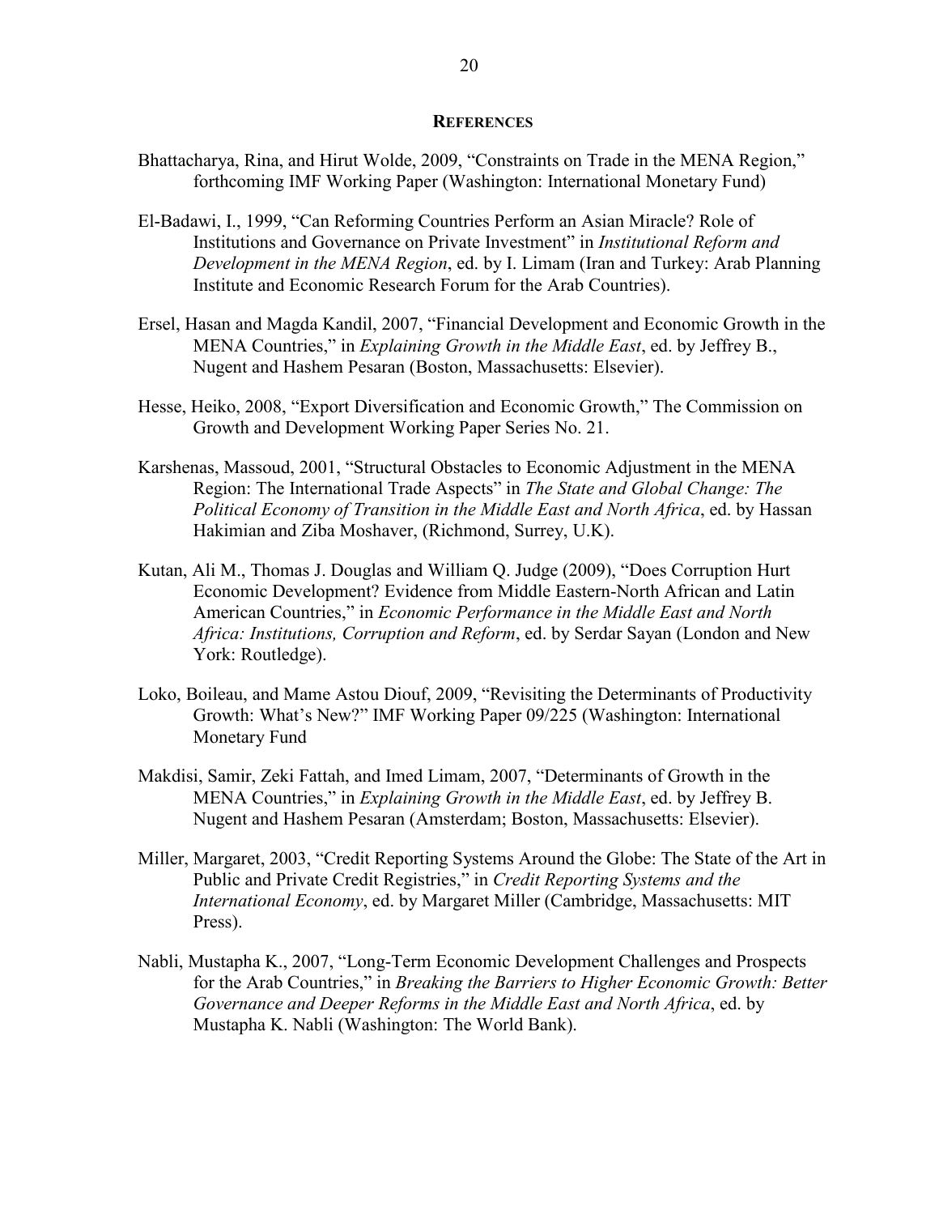## REFERENCES

Bhattacharya, Rina, and Hirut Wolde, 2009, "Constraints on Trade in the MENA Region," forthcoming IMF Working Paper (Washington: International Monetary Fund)

El-Badawi, I., 1999, "Can Reforming Countries Perform an Asian Miracle? Role of Institutions and Governance on Private Investment" in *Institutional Reform and Development in the MENA Region*, ed. by I. Limam (Iran and Turkey: Arab Planning Institute and Economic Research Forum for the Arab Countries).

Ersel, Hasan and Magda Kandil, 2007, "Financial Development and Economic Growth in the MENA Countries," in *Explaining Growth in the Middle East*, ed. by Jeffrey B., Nugent and Hashem Pesaran (Boston, Massachusetts: Elsevier).

Hesse, Heiko, 2008, "Export Diversification and Economic Growth," The Commission on Growth and Development Working Paper Series No. 21.

Karshenas, Massoud, 2001, "Structural Obstacles to Economic Adjustment in the MENA Region: The International Trade Aspects" in *The State and Global Change: The Political Economy of Transition in the Middle East and North Africa*, ed. by Hassan Hakimian and Ziba Moshaver, (Richmond, Surrey, U.K).

Kutan, Ali M., Thomas J. Douglas and William Q. Judge (2009), "Does Corruption Hurt Economic Development? Evidence from Middle Eastern-North African and Latin American Countries," in *Economic Performance in the Middle East and North Africa: Institutions, Corruption and Reform*, ed. by Serdar Sayan (London and New York: Routledge).

Loko, Boileau, and Mame Astou Diouf, 2009, "Revisiting the Determinants of Productivity Growth: What's New?" IMF Working Paper 09/225 (Washington: International Monetary Fund

Makdisi, Samir, Zeki Fattah, and Imed Limam, 2007, "Determinants of Growth in the MENA Countries," in *Explaining Growth in the Middle East*, ed. by Jeffrey B. Nugent and Hashem Pesaran (Amsterdam; Boston, Massachusetts: Elsevier).

Miller, Margaret, 2003, "Credit Reporting Systems Around the Globe: The State of the Art in Public and Private Credit Registries," in *Credit Reporting Systems and the International Economy*, ed. by Margaret Miller (Cambridge, Massachusetts: MIT Press).

Nabli, Mustapha K., 2007, "Long-Term Economic Development Challenges and Prospects for the Arab Countries," in *Breaking the Barriers to Higher Economic Growth: Better Governance and Deeper Reforms in the Middle East and North Africa*, ed. by Mustapha K. Nabli (Washington: The World Bank).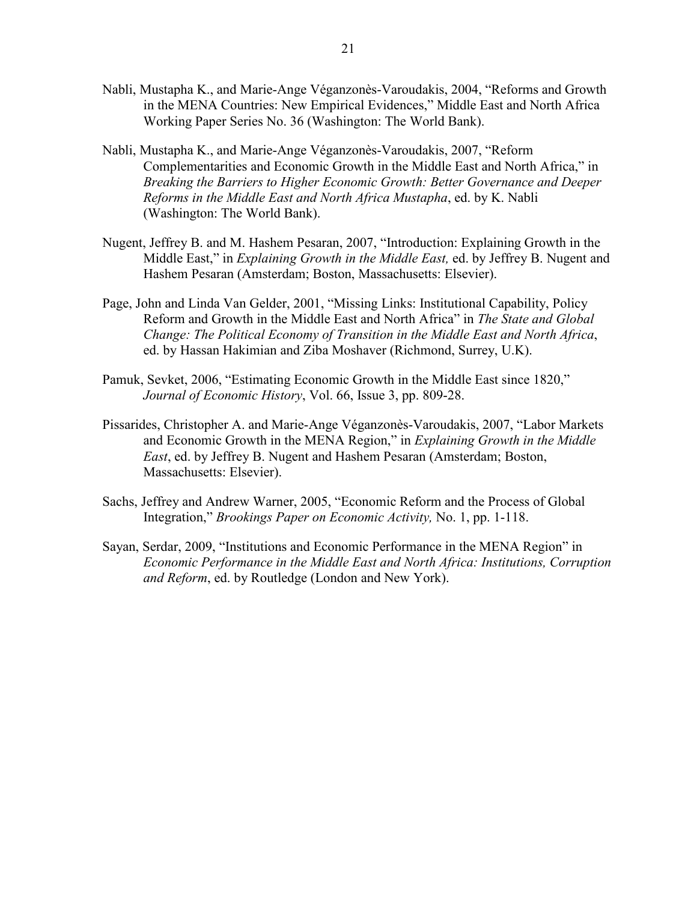Nabli, Mustapha K., and Marie-Ange Véganzonès-Varoudakis, 2004, "Reforms and Growth in the MENA Countries: New Empirical Evidences," Middle East and North Africa Working Paper Series No. 36 (Washington: The World Bank).

Nabli, Mustapha K., and Marie-Ange Véganzonès-Varoudakis, 2007, "Reform Complementarities and Economic Growth in the Middle East and North Africa," in *Breaking the Barriers to Higher Economic Growth: Better Governance and Deeper Reforms in the Middle East and North Africa Mustapha*, ed. by K. Nabli (Washington: The World Bank).

Nugent, Jeffrey B. and M. Hashem Pesaran, 2007, "Introduction: Explaining Growth in the Middle East," in *Explaining Growth in the Middle East,* ed. by Jeffrey B. Nugent and Hashem Pesaran (Amsterdam; Boston, Massachusetts: Elsevier).

Page, John and Linda Van Gelder, 2001, "Missing Links: Institutional Capability, Policy Reform and Growth in the Middle East and North Africa" in *The State and Global Change: The Political Economy of Transition in the Middle East and North Africa*, ed. by Hassan Hakimian and Ziba Moshaver (Richmond, Surrey, U.K).

Pamuk, Sevket, 2006, "Estimating Economic Growth in the Middle East since 1820," *Journal of Economic History*, Vol. 66, Issue 3, pp. 809-28.

Pissarides, Christopher A. and Marie-Ange Véganzonès-Varoudakis, 2007, "Labor Markets and Economic Growth in the MENA Region," in *Explaining Growth in the Middle East*, ed. by Jeffrey B. Nugent and Hashem Pesaran (Amsterdam; Boston, Massachusetts: Elsevier).

Sachs, Jeffrey and Andrew Warner, 2005, "Economic Reform and the Process of Global Integration," *Brookings Paper on Economic Activity,* No. 1, pp. 1-118.

Sayan, Serdar, 2009, "Institutions and Economic Performance in the MENA Region" in *Economic Performance in the Middle East and North Africa: Institutions, Corruption and Reform*, ed. by Routledge (London and New York).